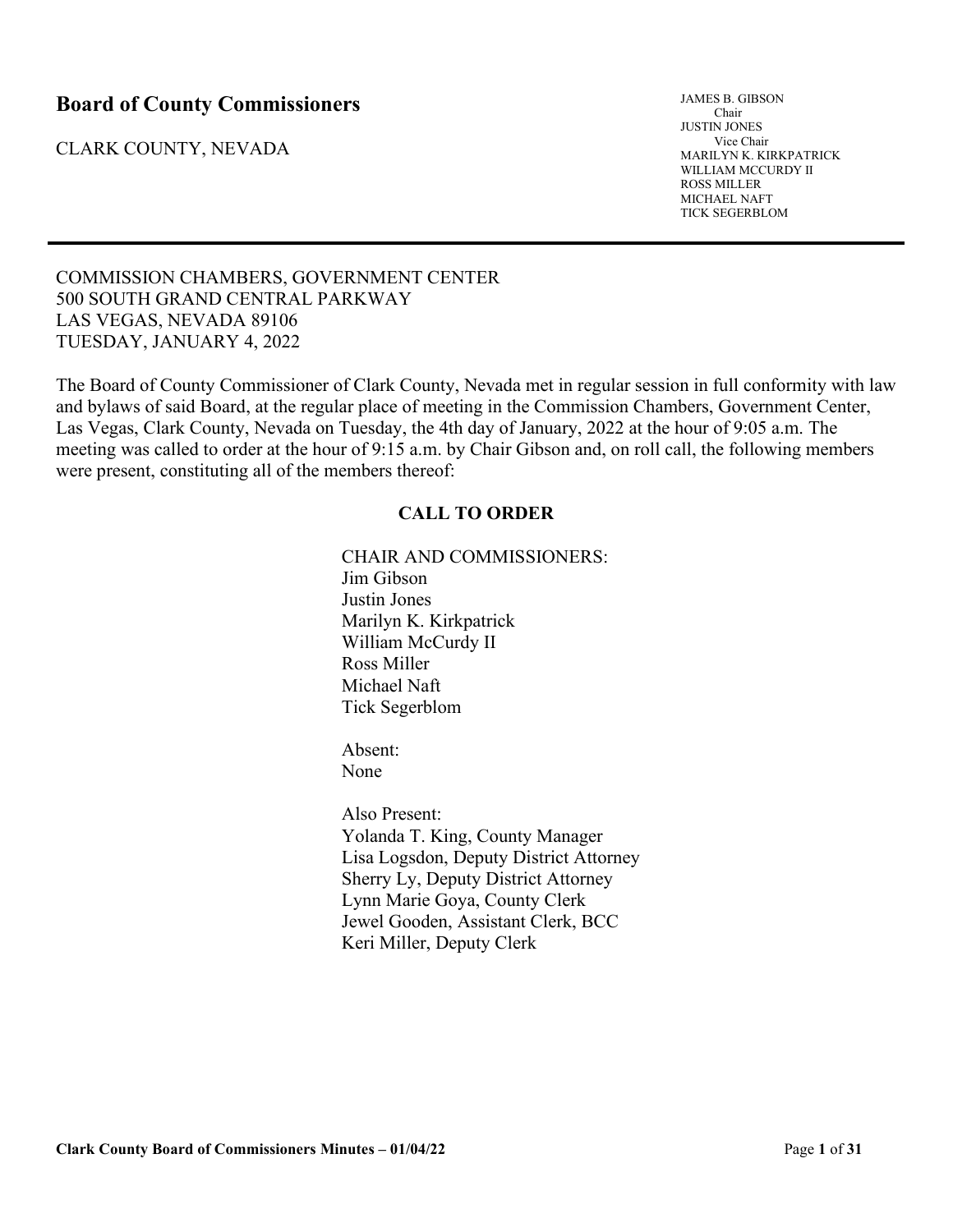# Board of County Commissioners

CLARK COUNTY, NEVADA

JAMES B. GIBSON
Chair
JUSTIN JONES
Vice Chair
MARILYN K. KIRKPATRICK
WILLIAM MCCURDY II
ROSS MILLER
MICHAEL NAFT
TICK SEGERBLOM

---

COMMISSION CHAMBERS, GOVERNMENT CENTER
500 SOUTH GRAND CENTRAL PARKWAY
LAS VEGAS, NEVADA 89106
TUESDAY, JANUARY 4, 2022

The Board of County Commissioner of Clark County, Nevada met in regular session in full conformity with law and bylaws of said Board, at the regular place of meeting in the Commission Chambers, Government Center, Las Vegas, Clark County, Nevada on Tuesday, the 4th day of January, 2022 at the hour of 9:05 a.m. The meeting was called to order at the hour of 9:15 a.m. by Chair Gibson and, on roll call, the following members were present, constituting all of the members thereof:

## CALL TO ORDER

CHAIR AND COMMISSIONERS:
Jim Gibson
Justin Jones
Marilyn K. Kirkpatrick
William McCurdy II
Ross Miller
Michael Naft
Tick Segerblom

Absent:
None

Also Present:
Yolanda T. King, County Manager
Lisa Logsdon, Deputy District Attorney
Sherry Ly, Deputy District Attorney
Lynn Marie Goya, County Clerk
Jewel Gooden, Assistant Clerk, BCC
Keri Miller, Deputy Clerk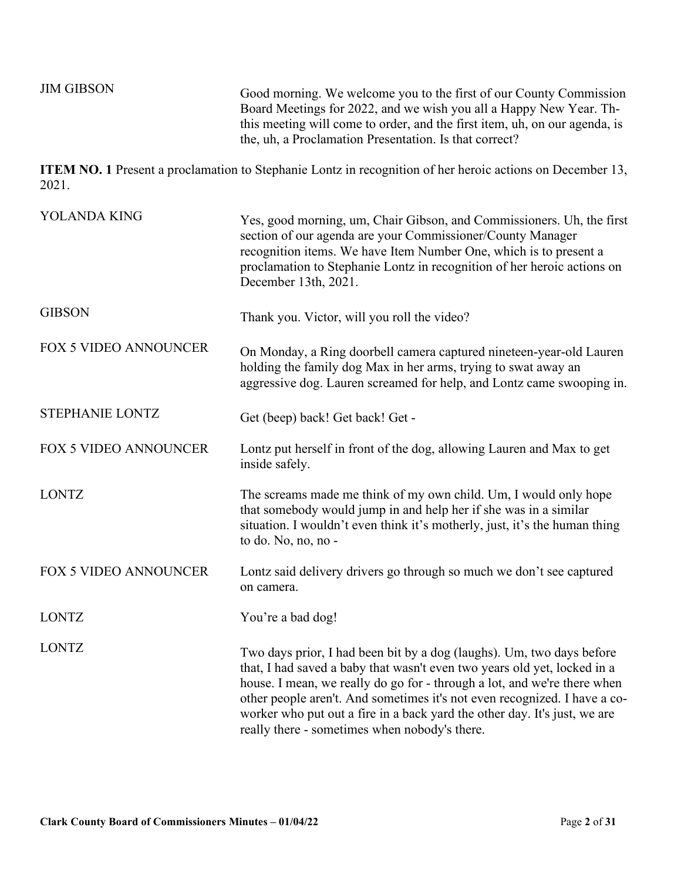JIM GIBSON — Good morning. We welcome you to the first of our County Commission Board Meetings for 2022, and we wish you all a Happy New Year. Th- this meeting will come to order, and the first item, uh, on our agenda, is the, uh, a Proclamation Presentation. Is that correct?

**ITEM NO. 1** Present a proclamation to Stephanie Lontz in recognition of her heroic actions on December 13, 2021.

YOLANDA KING — Yes, good morning, um, Chair Gibson, and Commissioners. Uh, the first section of our agenda are your Commissioner/County Manager recognition items. We have Item Number One, which is to present a proclamation to Stephanie Lontz in recognition of her heroic actions on December 13th, 2021.

GIBSON — Thank you. Victor, will you roll the video?

FOX 5 VIDEO ANNOUNCER — On Monday, a Ring doorbell camera captured nineteen-year-old Lauren holding the family dog Max in her arms, trying to swat away an aggressive dog. Lauren screamed for help, and Lontz came swooping in.

STEPHANIE LONTZ — Get (beep) back! Get back! Get -

FOX 5 VIDEO ANNOUNCER — Lontz put herself in front of the dog, allowing Lauren and Max to get inside safely.

LONTZ — The screams made me think of my own child. Um, I would only hope that somebody would jump in and help her if she was in a similar situation. I wouldn't even think it's motherly, just, it's the human thing to do. No, no, no -

FOX 5 VIDEO ANNOUNCER — Lontz said delivery drivers go through so much we don't see captured on camera.

LONTZ — You're a bad dog!

LONTZ — Two days prior, I had been bit by a dog (laughs). Um, two days before that, I had saved a baby that wasn't even two years old yet, locked in a house. I mean, we really do go for - through a lot, and we're there when other people aren't. And sometimes it's not even recognized. I have a co-worker who put out a fire in a back yard the other day. It's just, we are really there - sometimes when nobody's there.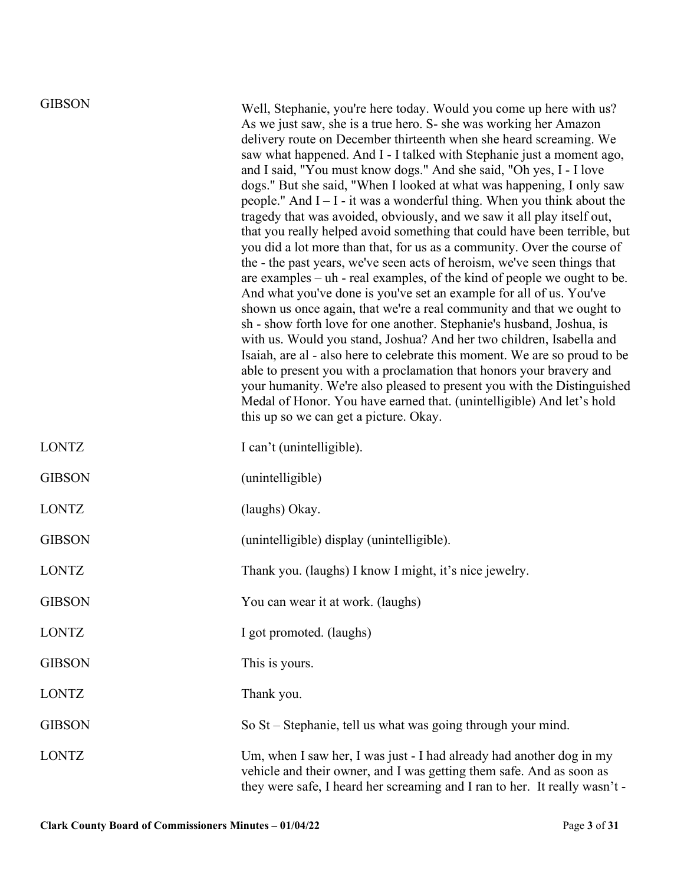**GIBSON**

Well, Stephanie, you're here today. Would you come up here with us? As we just saw, she is a true hero. S- she was working her Amazon delivery route on December thirteenth when she heard screaming. We saw what happened. And I - I talked with Stephanie just a moment ago, and I said, "You must know dogs." And she said, "Oh yes, I - I love dogs." But she said, "When I looked at what was happening, I only saw people." And I – I - it was a wonderful thing. When you think about the tragedy that was avoided, obviously, and we saw it all play itself out, that you really helped avoid something that could have been terrible, but you did a lot more than that, for us as a community. Over the course of the - the past years, we've seen acts of heroism, we've seen things that are examples – uh - real examples, of the kind of people we ought to be. And what you've done is you've set an example for all of us. You've shown us once again, that we're a real community and that we ought to sh - show forth love for one another. Stephanie's husband, Joshua, is with us. Would you stand, Joshua? And her two children, Isabella and Isaiah, are al - also here to celebrate this moment. We are so proud to be able to present you with a proclamation that honors your bravery and your humanity. We're also pleased to present you with the Distinguished Medal of Honor. You have earned that. (unintelligible) And let's hold this up so we can get a picture. Okay.

**LONTZ**

I can't (unintelligible).

**GIBSON**

(unintelligible)

**LONTZ**

(laughs) Okay.

**GIBSON**

(unintelligible) display (unintelligible).

**LONTZ**

Thank you. (laughs) I know I might, it's nice jewelry.

**GIBSON**

You can wear it at work. (laughs)

**LONTZ**

I got promoted. (laughs)

**GIBSON**

This is yours.

**LONTZ**

Thank you.

**GIBSON**

So St – Stephanie, tell us what was going through your mind.

**LONTZ**

Um, when I saw her, I was just - I had already had another dog in my vehicle and their owner, and I was getting them safe. And as soon as they were safe, I heard her screaming and I ran to her. It really wasn't -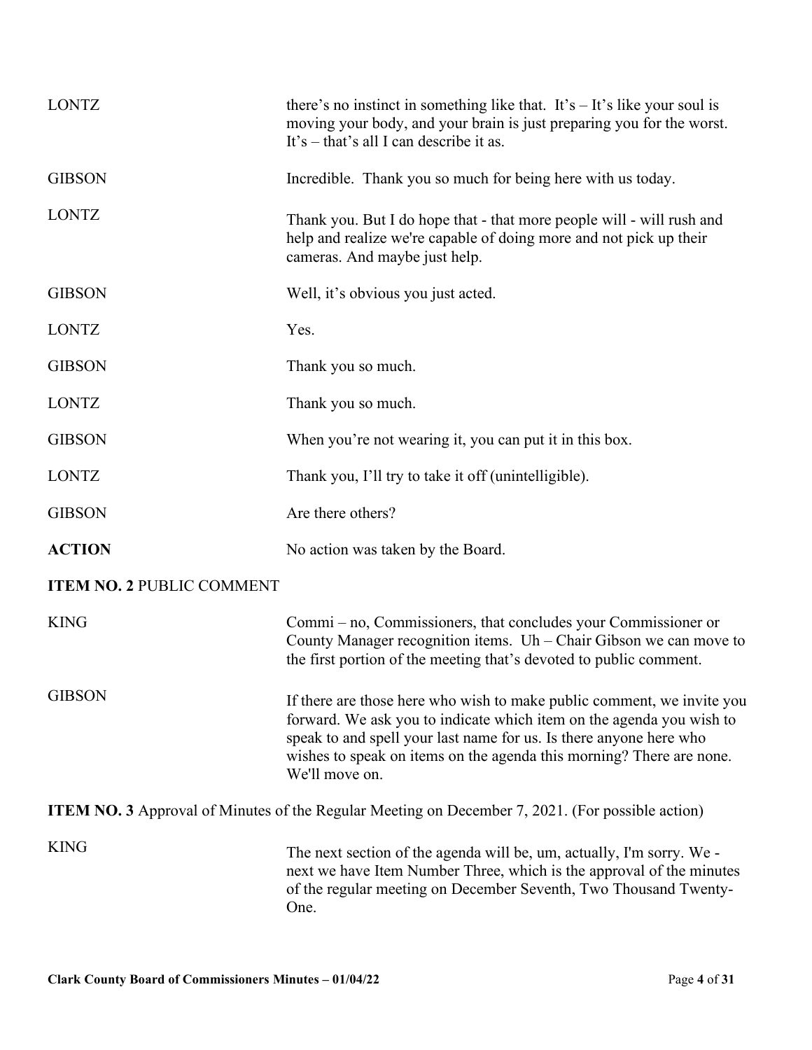| | |
|---|---|
| LONTZ | there's no instinct in something like that. It's – It's like your soul is moving your body, and your brain is just preparing you for the worst. It's – that's all I can describe it as. |
| GIBSON | Incredible. Thank you so much for being here with us today. |
| LONTZ | Thank you. But I do hope that - that more people will - will rush and help and realize we're capable of doing more and not pick up their cameras. And maybe just help. |
| GIBSON | Well, it's obvious you just acted. |
| LONTZ | Yes. |
| GIBSON | Thank you so much. |
| LONTZ | Thank you so much. |
| GIBSON | When you're not wearing it, you can put it in this box. |
| LONTZ | Thank you, I'll try to take it off (unintelligible). |
| GIBSON | Are there others? |
| **ACTION** | No action was taken by the Board. |

**ITEM NO. 2** PUBLIC COMMENT

| | |
|---|---|
| KING | Commi – no, Commissioners, that concludes your Commissioner or County Manager recognition items. Uh – Chair Gibson we can move to the first portion of the meeting that's devoted to public comment. |
| GIBSON | If there are those here who wish to make public comment, we invite you forward. We ask you to indicate which item on the agenda you wish to speak to and spell your last name for us. Is there anyone here who wishes to speak on items on the agenda this morning? There are none. We'll move on. |

**ITEM NO. 3** Approval of Minutes of the Regular Meeting on December 7, 2021. (For possible action)

| | |
|---|---|
| KING | The next section of the agenda will be, um, actually, I'm sorry. We - next we have Item Number Three, which is the approval of the minutes of the regular meeting on December Seventh, Two Thousand Twenty-One. |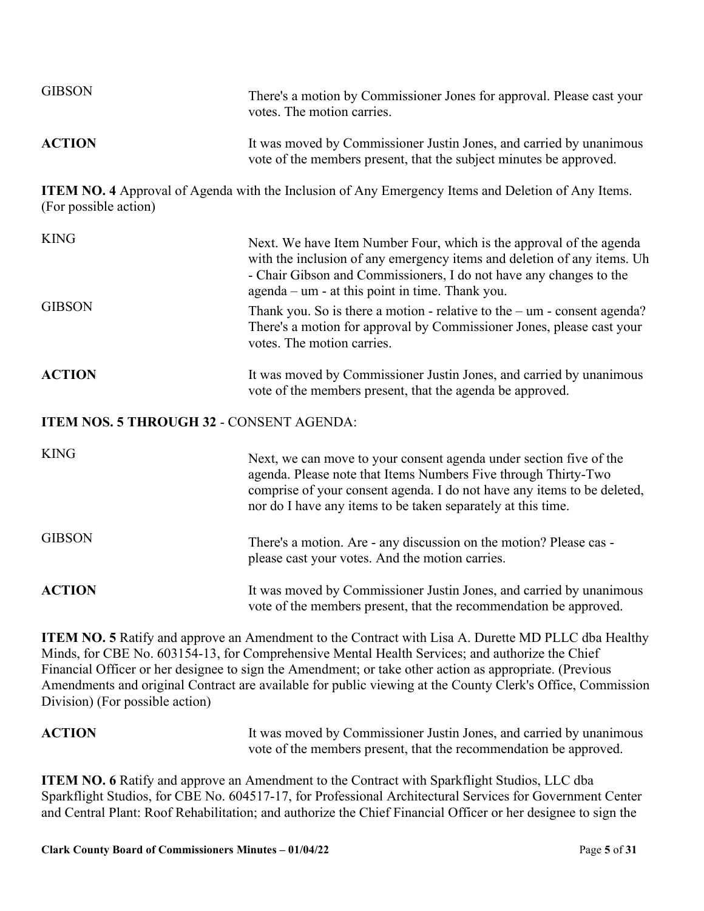GIBSON There's a motion by Commissioner Jones for approval. Please cast your votes. The motion carries.

**ACTION** It was moved by Commissioner Justin Jones, and carried by unanimous vote of the members present, that the subject minutes be approved.

**ITEM NO. 4** Approval of Agenda with the Inclusion of Any Emergency Items and Deletion of Any Items. (For possible action)

KING Next. We have Item Number Four, which is the approval of the agenda with the inclusion of any emergency items and deletion of any items. Uh - Chair Gibson and Commissioners, I do not have any changes to the agenda – um - at this point in time. Thank you.

GIBSON Thank you. So is there a motion - relative to the – um - consent agenda? There's a motion for approval by Commissioner Jones, please cast your votes. The motion carries.

**ACTION** It was moved by Commissioner Justin Jones, and carried by unanimous vote of the members present, that the agenda be approved.

**ITEM NOS. 5 THROUGH 32** - CONSENT AGENDA:

KING Next, we can move to your consent agenda under section five of the agenda. Please note that Items Numbers Five through Thirty-Two comprise of your consent agenda. I do not have any items to be deleted, nor do I have any items to be taken separately at this time.

GIBSON There's a motion. Are - any discussion on the motion? Please cas - please cast your votes. And the motion carries.

**ACTION** It was moved by Commissioner Justin Jones, and carried by unanimous vote of the members present, that the recommendation be approved.

**ITEM NO. 5** Ratify and approve an Amendment to the Contract with Lisa A. Durette MD PLLC dba Healthy Minds, for CBE No. 603154-13, for Comprehensive Mental Health Services; and authorize the Chief Financial Officer or her designee to sign the Amendment; or take other action as appropriate. (Previous Amendments and original Contract are available for public viewing at the County Clerk's Office, Commission Division) (For possible action)

**ACTION** It was moved by Commissioner Justin Jones, and carried by unanimous vote of the members present, that the recommendation be approved.

**ITEM NO. 6** Ratify and approve an Amendment to the Contract with Sparkflight Studios, LLC dba Sparkflight Studios, for CBE No. 604517-17, for Professional Architectural Services for Government Center and Central Plant: Roof Rehabilitation; and authorize the Chief Financial Officer or her designee to sign the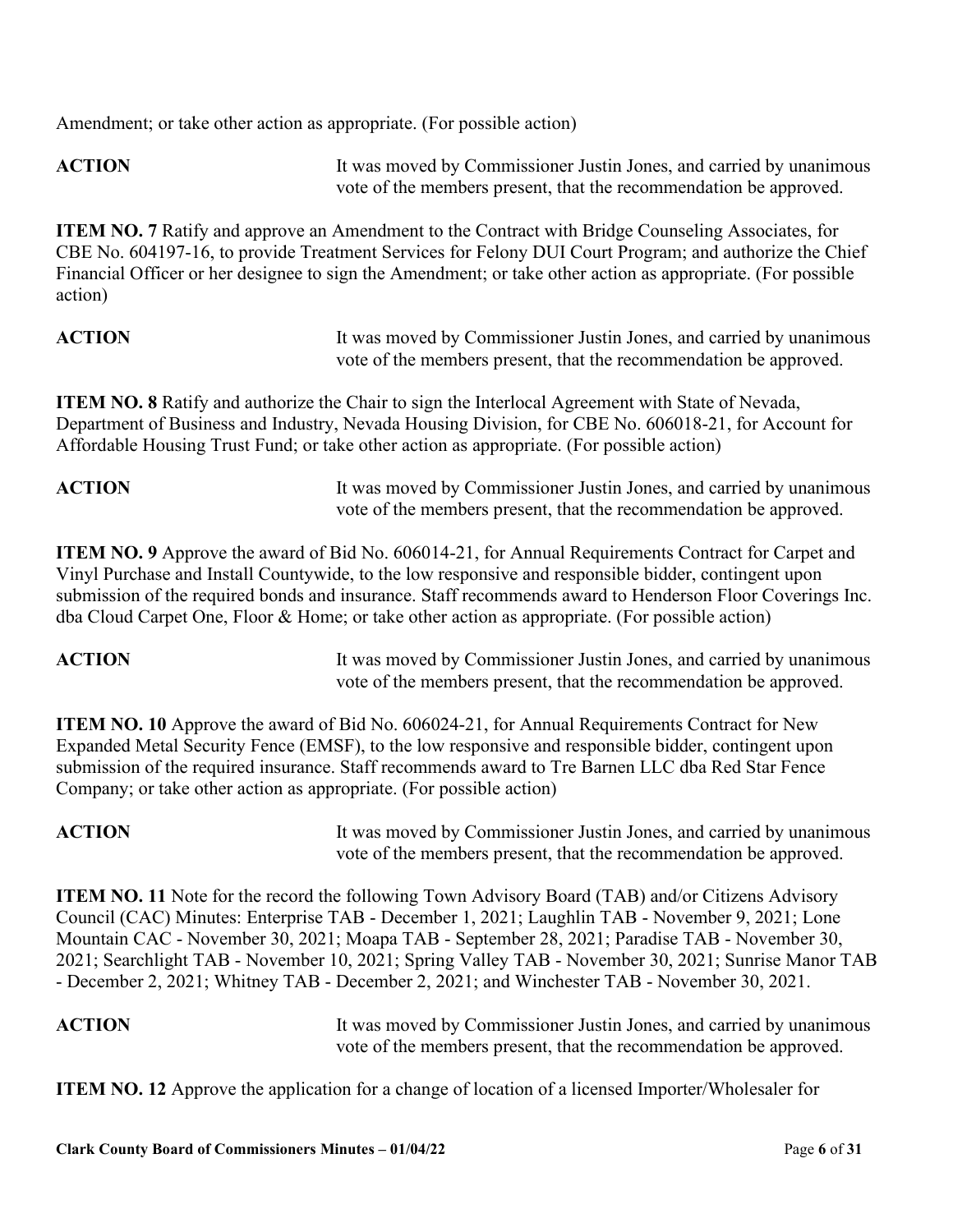Amendment; or take other action as appropriate. (For possible action)

**ACTION** It was moved by Commissioner Justin Jones, and carried by unanimous vote of the members present, that the recommendation be approved.

**ITEM NO. 7** Ratify and approve an Amendment to the Contract with Bridge Counseling Associates, for CBE No. 604197-16, to provide Treatment Services for Felony DUI Court Program; and authorize the Chief Financial Officer or her designee to sign the Amendment; or take other action as appropriate. (For possible action)

**ACTION** It was moved by Commissioner Justin Jones, and carried by unanimous vote of the members present, that the recommendation be approved.

**ITEM NO. 8** Ratify and authorize the Chair to sign the Interlocal Agreement with State of Nevada, Department of Business and Industry, Nevada Housing Division, for CBE No. 606018-21, for Account for Affordable Housing Trust Fund; or take other action as appropriate. (For possible action)

**ACTION** It was moved by Commissioner Justin Jones, and carried by unanimous vote of the members present, that the recommendation be approved.

**ITEM NO. 9** Approve the award of Bid No. 606014-21, for Annual Requirements Contract for Carpet and Vinyl Purchase and Install Countywide, to the low responsive and responsible bidder, contingent upon submission of the required bonds and insurance. Staff recommends award to Henderson Floor Coverings Inc. dba Cloud Carpet One, Floor & Home; or take other action as appropriate. (For possible action)

**ACTION** It was moved by Commissioner Justin Jones, and carried by unanimous vote of the members present, that the recommendation be approved.

**ITEM NO. 10** Approve the award of Bid No. 606024-21, for Annual Requirements Contract for New Expanded Metal Security Fence (EMSF), to the low responsive and responsible bidder, contingent upon submission of the required insurance. Staff recommends award to Tre Barnen LLC dba Red Star Fence Company; or take other action as appropriate. (For possible action)

**ACTION** It was moved by Commissioner Justin Jones, and carried by unanimous vote of the members present, that the recommendation be approved.

**ITEM NO. 11** Note for the record the following Town Advisory Board (TAB) and/or Citizens Advisory Council (CAC) Minutes: Enterprise TAB - December 1, 2021; Laughlin TAB - November 9, 2021; Lone Mountain CAC - November 30, 2021; Moapa TAB - September 28, 2021; Paradise TAB - November 30, 2021; Searchlight TAB - November 10, 2021; Spring Valley TAB - November 30, 2021; Sunrise Manor TAB - December 2, 2021; Whitney TAB - December 2, 2021; and Winchester TAB - November 30, 2021.

**ACTION** It was moved by Commissioner Justin Jones, and carried by unanimous vote of the members present, that the recommendation be approved.

**ITEM NO. 12** Approve the application for a change of location of a licensed Importer/Wholesaler for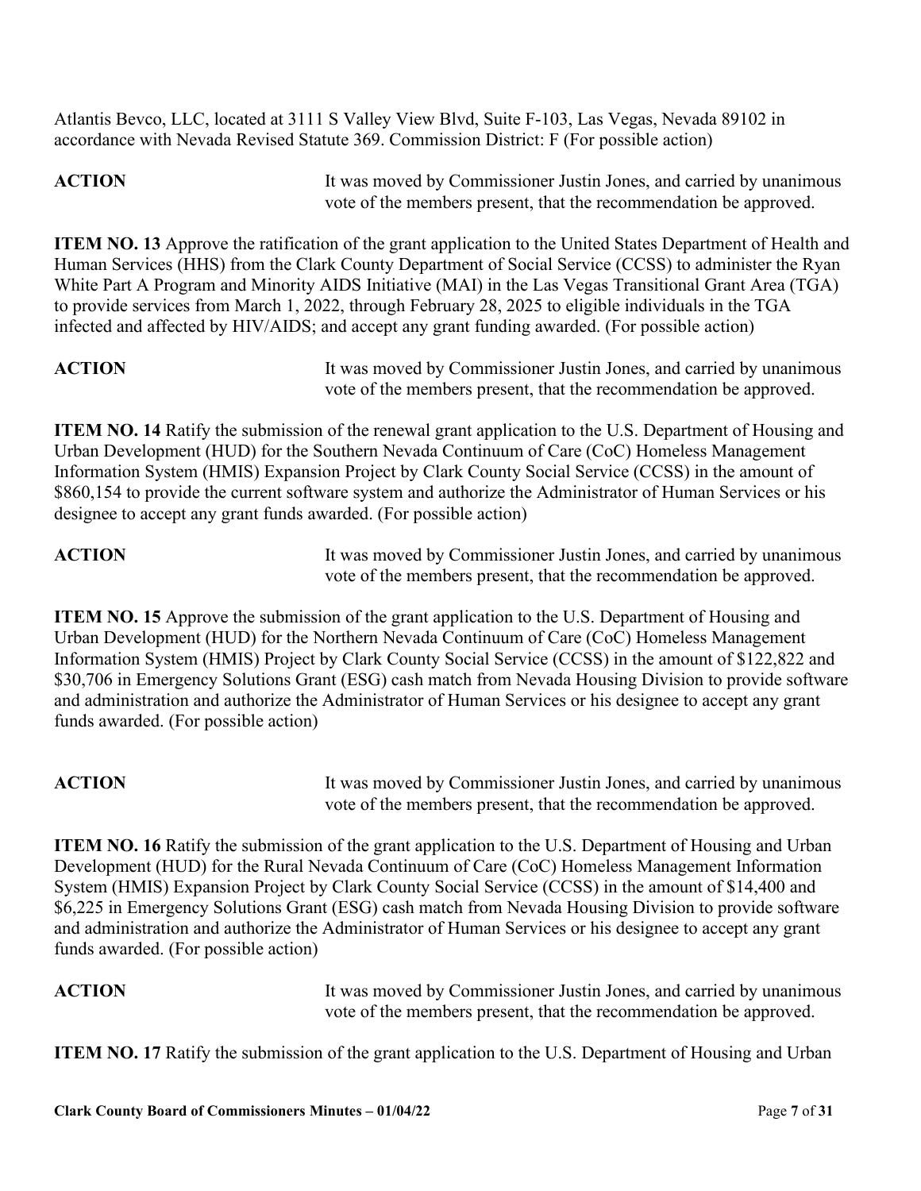Atlantis Bevco, LLC, located at 3111 S Valley View Blvd, Suite F-103, Las Vegas, Nevada 89102 in accordance with Nevada Revised Statute 369. Commission District: F (For possible action)

**ACTION** It was moved by Commissioner Justin Jones, and carried by unanimous vote of the members present, that the recommendation be approved.

**ITEM NO. 13** Approve the ratification of the grant application to the United States Department of Health and Human Services (HHS) from the Clark County Department of Social Service (CCSS) to administer the Ryan White Part A Program and Minority AIDS Initiative (MAI) in the Las Vegas Transitional Grant Area (TGA) to provide services from March 1, 2022, through February 28, 2025 to eligible individuals in the TGA infected and affected by HIV/AIDS; and accept any grant funding awarded. (For possible action)

**ACTION** It was moved by Commissioner Justin Jones, and carried by unanimous vote of the members present, that the recommendation be approved.

**ITEM NO. 14** Ratify the submission of the renewal grant application to the U.S. Department of Housing and Urban Development (HUD) for the Southern Nevada Continuum of Care (CoC) Homeless Management Information System (HMIS) Expansion Project by Clark County Social Service (CCSS) in the amount of $860,154 to provide the current software system and authorize the Administrator of Human Services or his designee to accept any grant funds awarded. (For possible action)

**ACTION** It was moved by Commissioner Justin Jones, and carried by unanimous vote of the members present, that the recommendation be approved.

**ITEM NO. 15** Approve the submission of the grant application to the U.S. Department of Housing and Urban Development (HUD) for the Northern Nevada Continuum of Care (CoC) Homeless Management Information System (HMIS) Project by Clark County Social Service (CCSS) in the amount of $122,822 and $30,706 in Emergency Solutions Grant (ESG) cash match from Nevada Housing Division to provide software and administration and authorize the Administrator of Human Services or his designee to accept any grant funds awarded. (For possible action)

**ACTION** It was moved by Commissioner Justin Jones, and carried by unanimous vote of the members present, that the recommendation be approved.

**ITEM NO. 16** Ratify the submission of the grant application to the U.S. Department of Housing and Urban Development (HUD) for the Rural Nevada Continuum of Care (CoC) Homeless Management Information System (HMIS) Expansion Project by Clark County Social Service (CCSS) in the amount of $14,400 and $6,225 in Emergency Solutions Grant (ESG) cash match from Nevada Housing Division to provide software and administration and authorize the Administrator of Human Services or his designee to accept any grant funds awarded. (For possible action)

**ACTION** It was moved by Commissioner Justin Jones, and carried by unanimous vote of the members present, that the recommendation be approved.

**ITEM NO. 17** Ratify the submission of the grant application to the U.S. Department of Housing and Urban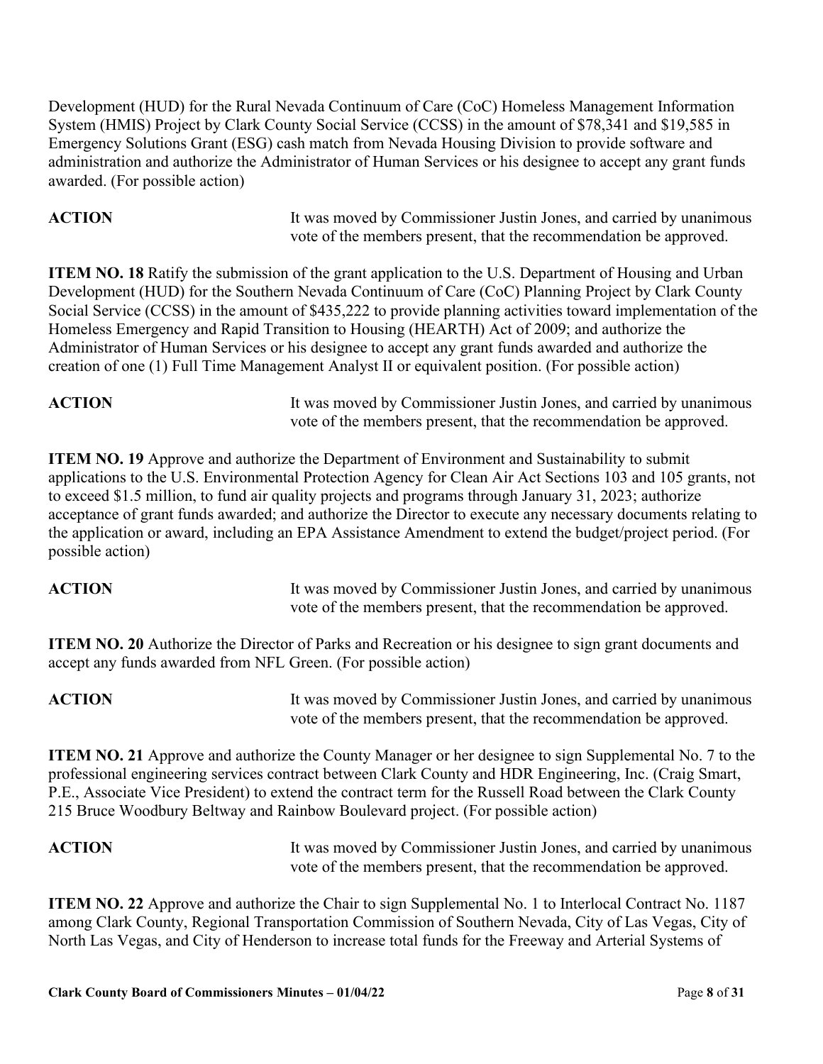Development (HUD) for the Rural Nevada Continuum of Care (CoC) Homeless Management Information System (HMIS) Project by Clark County Social Service (CCSS) in the amount of $78,341 and $19,585 in Emergency Solutions Grant (ESG) cash match from Nevada Housing Division to provide software and administration and authorize the Administrator of Human Services or his designee to accept any grant funds awarded. (For possible action)

**ACTION** It was moved by Commissioner Justin Jones, and carried by unanimous vote of the members present, that the recommendation be approved.

**ITEM NO. 18** Ratify the submission of the grant application to the U.S. Department of Housing and Urban Development (HUD) for the Southern Nevada Continuum of Care (CoC) Planning Project by Clark County Social Service (CCSS) in the amount of $435,222 to provide planning activities toward implementation of the Homeless Emergency and Rapid Transition to Housing (HEARTH) Act of 2009; and authorize the Administrator of Human Services or his designee to accept any grant funds awarded and authorize the creation of one (1) Full Time Management Analyst II or equivalent position. (For possible action)

**ACTION** It was moved by Commissioner Justin Jones, and carried by unanimous vote of the members present, that the recommendation be approved.

**ITEM NO. 19** Approve and authorize the Department of Environment and Sustainability to submit applications to the U.S. Environmental Protection Agency for Clean Air Act Sections 103 and 105 grants, not to exceed $1.5 million, to fund air quality projects and programs through January 31, 2023; authorize acceptance of grant funds awarded; and authorize the Director to execute any necessary documents relating to the application or award, including an EPA Assistance Amendment to extend the budget/project period. (For possible action)

**ACTION** It was moved by Commissioner Justin Jones, and carried by unanimous vote of the members present, that the recommendation be approved.

**ITEM NO. 20** Authorize the Director of Parks and Recreation or his designee to sign grant documents and accept any funds awarded from NFL Green. (For possible action)

**ACTION** It was moved by Commissioner Justin Jones, and carried by unanimous vote of the members present, that the recommendation be approved.

**ITEM NO. 21** Approve and authorize the County Manager or her designee to sign Supplemental No. 7 to the professional engineering services contract between Clark County and HDR Engineering, Inc. (Craig Smart, P.E., Associate Vice President) to extend the contract term for the Russell Road between the Clark County 215 Bruce Woodbury Beltway and Rainbow Boulevard project. (For possible action)

**ACTION** It was moved by Commissioner Justin Jones, and carried by unanimous vote of the members present, that the recommendation be approved.

**ITEM NO. 22** Approve and authorize the Chair to sign Supplemental No. 1 to Interlocal Contract No. 1187 among Clark County, Regional Transportation Commission of Southern Nevada, City of Las Vegas, City of North Las Vegas, and City of Henderson to increase total funds for the Freeway and Arterial Systems of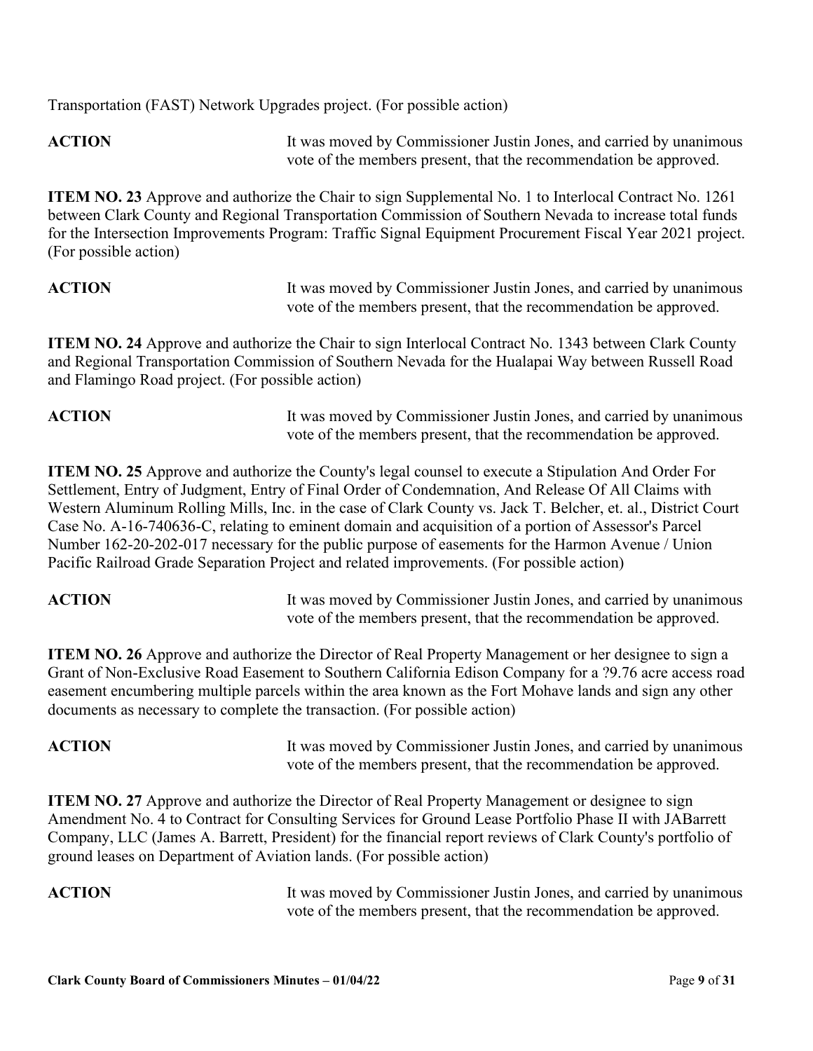Transportation (FAST) Network Upgrades project. (For possible action)

**ACTION** It was moved by Commissioner Justin Jones, and carried by unanimous vote of the members present, that the recommendation be approved.

**ITEM NO. 23** Approve and authorize the Chair to sign Supplemental No. 1 to Interlocal Contract No. 1261 between Clark County and Regional Transportation Commission of Southern Nevada to increase total funds for the Intersection Improvements Program: Traffic Signal Equipment Procurement Fiscal Year 2021 project. (For possible action)

**ACTION** It was moved by Commissioner Justin Jones, and carried by unanimous vote of the members present, that the recommendation be approved.

**ITEM NO. 24** Approve and authorize the Chair to sign Interlocal Contract No. 1343 between Clark County and Regional Transportation Commission of Southern Nevada for the Hualapai Way between Russell Road and Flamingo Road project. (For possible action)

**ACTION** It was moved by Commissioner Justin Jones, and carried by unanimous vote of the members present, that the recommendation be approved.

**ITEM NO. 25** Approve and authorize the County's legal counsel to execute a Stipulation And Order For Settlement, Entry of Judgment, Entry of Final Order of Condemnation, And Release Of All Claims with Western Aluminum Rolling Mills, Inc. in the case of Clark County vs. Jack T. Belcher, et. al., District Court Case No. A-16-740636-C, relating to eminent domain and acquisition of a portion of Assessor's Parcel Number 162-20-202-017 necessary for the public purpose of easements for the Harmon Avenue / Union Pacific Railroad Grade Separation Project and related improvements. (For possible action)

**ACTION** It was moved by Commissioner Justin Jones, and carried by unanimous vote of the members present, that the recommendation be approved.

**ITEM NO. 26** Approve and authorize the Director of Real Property Management or her designee to sign a Grant of Non-Exclusive Road Easement to Southern California Edison Company for a ?9.76 acre access road easement encumbering multiple parcels within the area known as the Fort Mohave lands and sign any other documents as necessary to complete the transaction. (For possible action)

**ACTION** It was moved by Commissioner Justin Jones, and carried by unanimous vote of the members present, that the recommendation be approved.

**ITEM NO. 27** Approve and authorize the Director of Real Property Management or designee to sign Amendment No. 4 to Contract for Consulting Services for Ground Lease Portfolio Phase II with JABarrett Company, LLC (James A. Barrett, President) for the financial report reviews of Clark County's portfolio of ground leases on Department of Aviation lands. (For possible action)

**ACTION** It was moved by Commissioner Justin Jones, and carried by unanimous vote of the members present, that the recommendation be approved.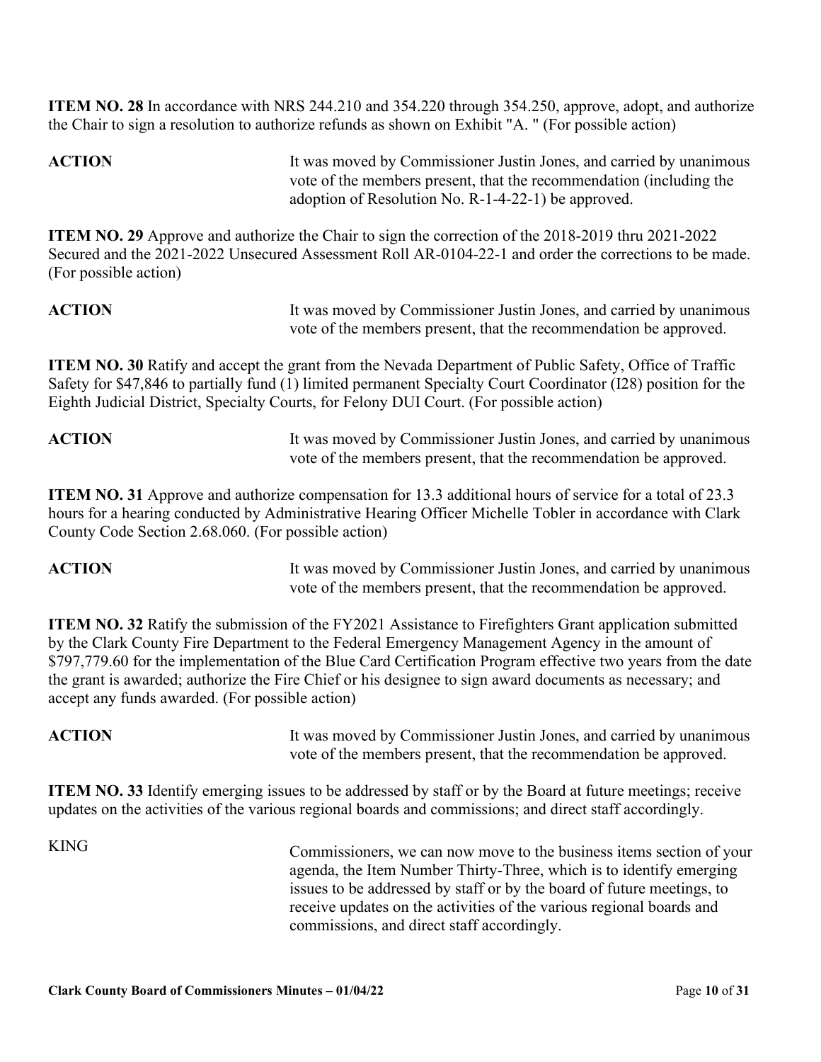**ITEM NO. 28** In accordance with NRS 244.210 and 354.220 through 354.250, approve, adopt, and authorize the Chair to sign a resolution to authorize refunds as shown on Exhibit "A. " (For possible action)

**ACTION** It was moved by Commissioner Justin Jones, and carried by unanimous vote of the members present, that the recommendation (including the adoption of Resolution No. R-1-4-22-1) be approved.

**ITEM NO. 29** Approve and authorize the Chair to sign the correction of the 2018-2019 thru 2021-2022 Secured and the 2021-2022 Unsecured Assessment Roll AR-0104-22-1 and order the corrections to be made. (For possible action)

**ACTION** It was moved by Commissioner Justin Jones, and carried by unanimous vote of the members present, that the recommendation be approved.

**ITEM NO. 30** Ratify and accept the grant from the Nevada Department of Public Safety, Office of Traffic Safety for $47,846 to partially fund (1) limited permanent Specialty Court Coordinator (I28) position for the Eighth Judicial District, Specialty Courts, for Felony DUI Court. (For possible action)

**ACTION** It was moved by Commissioner Justin Jones, and carried by unanimous vote of the members present, that the recommendation be approved.

**ITEM NO. 31** Approve and authorize compensation for 13.3 additional hours of service for a total of 23.3 hours for a hearing conducted by Administrative Hearing Officer Michelle Tobler in accordance with Clark County Code Section 2.68.060. (For possible action)

**ACTION** It was moved by Commissioner Justin Jones, and carried by unanimous vote of the members present, that the recommendation be approved.

**ITEM NO. 32** Ratify the submission of the FY2021 Assistance to Firefighters Grant application submitted by the Clark County Fire Department to the Federal Emergency Management Agency in the amount of $797,779.60 for the implementation of the Blue Card Certification Program effective two years from the date the grant is awarded; authorize the Fire Chief or his designee to sign award documents as necessary; and accept any funds awarded. (For possible action)

**ACTION** It was moved by Commissioner Justin Jones, and carried by unanimous vote of the members present, that the recommendation be approved.

**ITEM NO. 33** Identify emerging issues to be addressed by staff or by the Board at future meetings; receive updates on the activities of the various regional boards and commissions; and direct staff accordingly.

KING Commissioners, we can now move to the business items section of your agenda, the Item Number Thirty-Three, which is to identify emerging issues to be addressed by staff or by the board of future meetings, to receive updates on the activities of the various regional boards and commissions, and direct staff accordingly.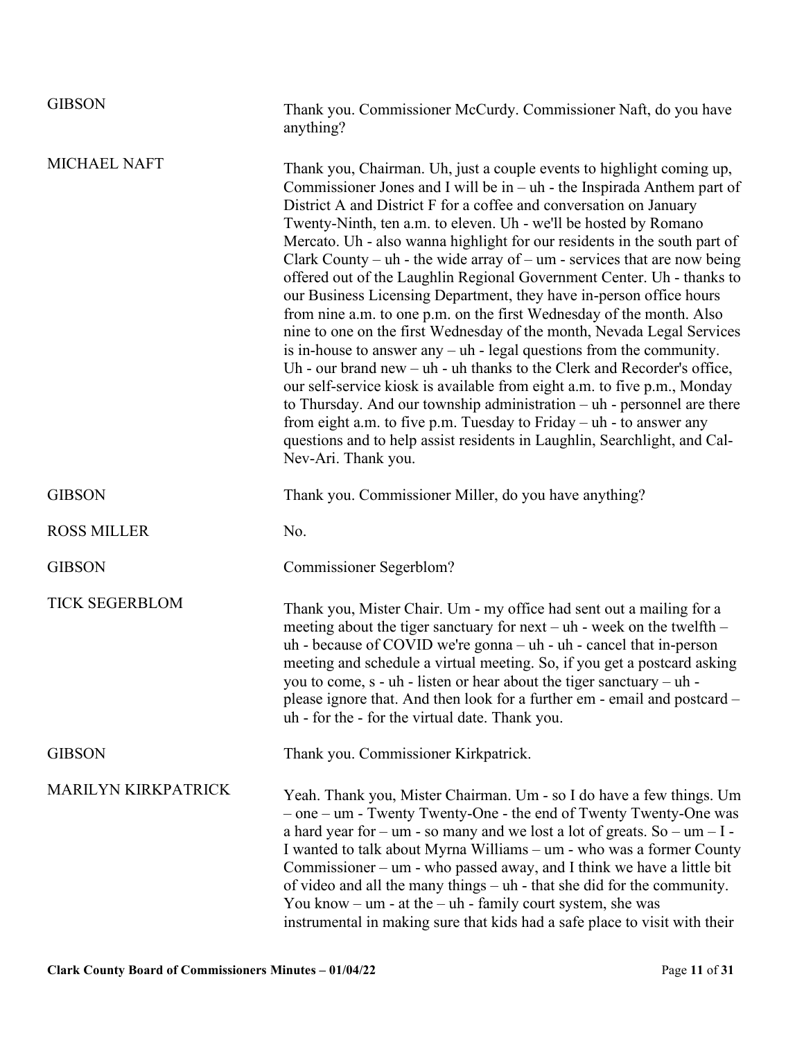GIBSON

Thank you. Commissioner McCurdy. Commissioner Naft, do you have anything?

MICHAEL NAFT

Thank you, Chairman. Uh, just a couple events to highlight coming up, Commissioner Jones and I will be in – uh - the Inspirada Anthem part of District A and District F for a coffee and conversation on January Twenty-Ninth, ten a.m. to eleven. Uh - we'll be hosted by Romano Mercato. Uh - also wanna highlight for our residents in the south part of Clark County – uh - the wide array of – um - services that are now being offered out of the Laughlin Regional Government Center. Uh - thanks to our Business Licensing Department, they have in-person office hours from nine a.m. to one p.m. on the first Wednesday of the month. Also nine to one on the first Wednesday of the month, Nevada Legal Services is in-house to answer any – uh - legal questions from the community. Uh - our brand new – uh - uh thanks to the Clerk and Recorder's office, our self-service kiosk is available from eight a.m. to five p.m., Monday to Thursday. And our township administration – uh - personnel are there from eight a.m. to five p.m. Tuesday to Friday – uh - to answer any questions and to help assist residents in Laughlin, Searchlight, and Cal-Nev-Ari. Thank you.

GIBSON

Thank you. Commissioner Miller, do you have anything?

ROSS MILLER

No.

GIBSON

Commissioner Segerblom?

TICK SEGERBLOM

Thank you, Mister Chair. Um - my office had sent out a mailing for a meeting about the tiger sanctuary for next – uh - week on the twelfth – uh - because of COVID we're gonna – uh - uh - cancel that in-person meeting and schedule a virtual meeting. So, if you get a postcard asking you to come, s - uh - listen or hear about the tiger sanctuary – uh - please ignore that. And then look for a further em - email and postcard – uh - for the - for the virtual date. Thank you.

GIBSON

Thank you. Commissioner Kirkpatrick.

MARILYN KIRKPATRICK

Yeah. Thank you, Mister Chairman. Um - so I do have a few things. Um – one – um - Twenty Twenty-One - the end of Twenty Twenty-One was a hard year for – um - so many and we lost a lot of greats. So – um – I - I wanted to talk about Myrna Williams – um - who was a former County Commissioner – um - who passed away, and I think we have a little bit of video and all the many things – uh - that she did for the community. You know – um - at the – uh - family court system, she was instrumental in making sure that kids had a safe place to visit with their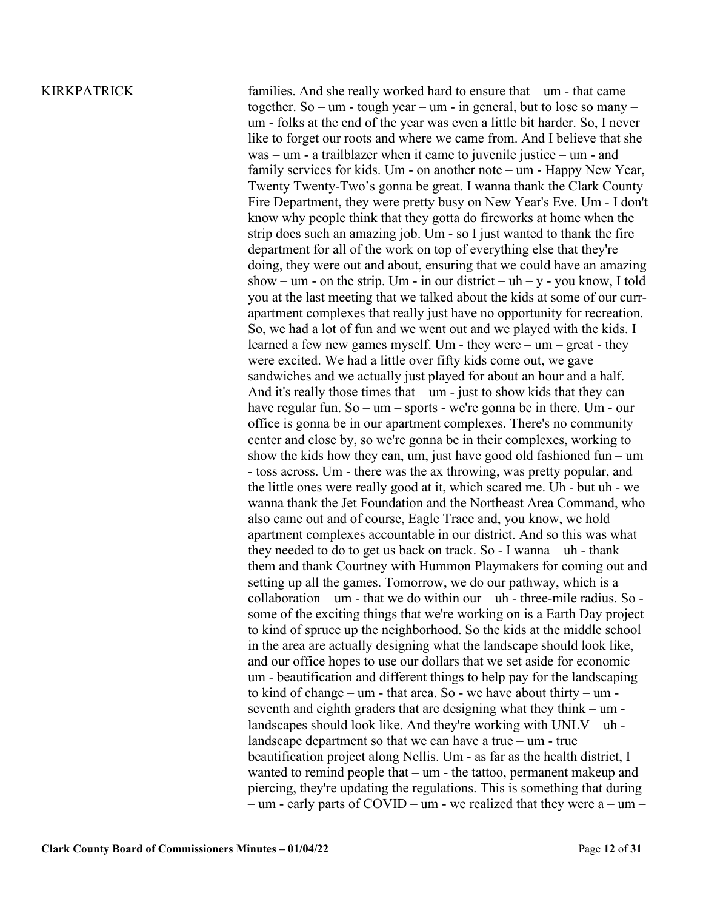KIRKPATRICK

families. And she really worked hard to ensure that – um - that came together. So – um - tough year – um - in general, but to lose so many – um - folks at the end of the year was even a little bit harder. So, I never like to forget our roots and where we came from. And I believe that she was – um - a trailblazer when it came to juvenile justice – um - and family services for kids. Um - on another note – um - Happy New Year, Twenty Twenty-Two's gonna be great. I wanna thank the Clark County Fire Department, they were pretty busy on New Year's Eve. Um - I don't know why people think that they gotta do fireworks at home when the strip does such an amazing job. Um - so I just wanted to thank the fire department for all of the work on top of everything else that they're doing, they were out and about, ensuring that we could have an amazing show – um - on the strip. Um - in our district – uh – y - you know, I told you at the last meeting that we talked about the kids at some of our curr- apartment complexes that really just have no opportunity for recreation. So, we had a lot of fun and we went out and we played with the kids. I learned a few new games myself. Um - they were – um – great - they were excited. We had a little over fifty kids come out, we gave sandwiches and we actually just played for about an hour and a half. And it's really those times that – um - just to show kids that they can have regular fun. So – um – sports - we're gonna be in there. Um - our office is gonna be in our apartment complexes. There's no community center and close by, so we're gonna be in their complexes, working to show the kids how they can, um, just have good old fashioned fun – um - toss across. Um - there was the ax throwing, was pretty popular, and the little ones were really good at it, which scared me. Uh - but uh - we wanna thank the Jet Foundation and the Northeast Area Command, who also came out and of course, Eagle Trace and, you know, we hold apartment complexes accountable in our district. And so this was what they needed to do to get us back on track. So - I wanna – uh - thank them and thank Courtney with Hummon Playmakers for coming out and setting up all the games. Tomorrow, we do our pathway, which is a collaboration – um - that we do within our – uh - three-mile radius. So - some of the exciting things that we're working on is a Earth Day project to kind of spruce up the neighborhood. So the kids at the middle school in the area are actually designing what the landscape should look like, and our office hopes to use our dollars that we set aside for economic – um - beautification and different things to help pay for the landscaping to kind of change – um - that area. So - we have about thirty – um - seventh and eighth graders that are designing what they think – um - landscapes should look like. And they're working with UNLV – uh - landscape department so that we can have a true – um - true beautification project along Nellis. Um - as far as the health district, I wanted to remind people that – um - the tattoo, permanent makeup and piercing, they're updating the regulations. This is something that during – um - early parts of COVID – um - we realized that they were a – um –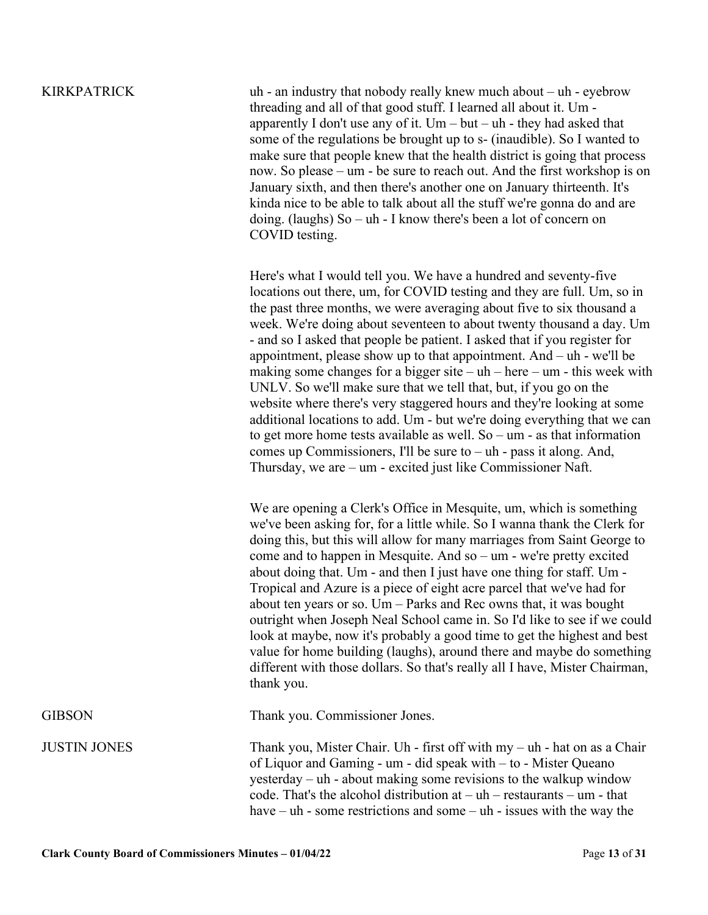KIRKPATRICK uh - an industry that nobody really knew much about – uh - eyebrow threading and all of that good stuff. I learned all about it. Um - apparently I don't use any of it. Um – but – uh - they had asked that some of the regulations be brought up to s- (inaudible). So I wanted to make sure that people knew that the health district is going that process now. So please – um - be sure to reach out. And the first workshop is on January sixth, and then there's another one on January thirteenth. It's kinda nice to be able to talk about all the stuff we're gonna do and are doing. (laughs) So – uh - I know there's been a lot of concern on COVID testing.

Here's what I would tell you. We have a hundred and seventy-five locations out there, um, for COVID testing and they are full. Um, so in the past three months, we were averaging about five to six thousand a week. We're doing about seventeen to about twenty thousand a day. Um - and so I asked that people be patient. I asked that if you register for appointment, please show up to that appointment. And – uh - we'll be making some changes for a bigger site – uh – here – um - this week with UNLV. So we'll make sure that we tell that, but, if you go on the website where there's very staggered hours and they're looking at some additional locations to add. Um - but we're doing everything that we can to get more home tests available as well. So – um - as that information comes up Commissioners, I'll be sure to – uh - pass it along. And, Thursday, we are – um - excited just like Commissioner Naft.

We are opening a Clerk's Office in Mesquite, um, which is something we've been asking for, for a little while. So I wanna thank the Clerk for doing this, but this will allow for many marriages from Saint George to come and to happen in Mesquite. And so – um - we're pretty excited about doing that. Um - and then I just have one thing for staff. Um - Tropical and Azure is a piece of eight acre parcel that we've had for about ten years or so. Um – Parks and Rec owns that, it was bought outright when Joseph Neal School came in. So I'd like to see if we could look at maybe, now it's probably a good time to get the highest and best value for home building (laughs), around there and maybe do something different with those dollars. So that's really all I have, Mister Chairman, thank you.

GIBSON Thank you. Commissioner Jones.

JUSTIN JONES Thank you, Mister Chair. Uh - first off with my – uh - hat on as a Chair of Liquor and Gaming - um - did speak with – to - Mister Queano yesterday – uh - about making some revisions to the walkup window code. That's the alcohol distribution at – uh – restaurants – um - that have – uh - some restrictions and some – uh - issues with the way the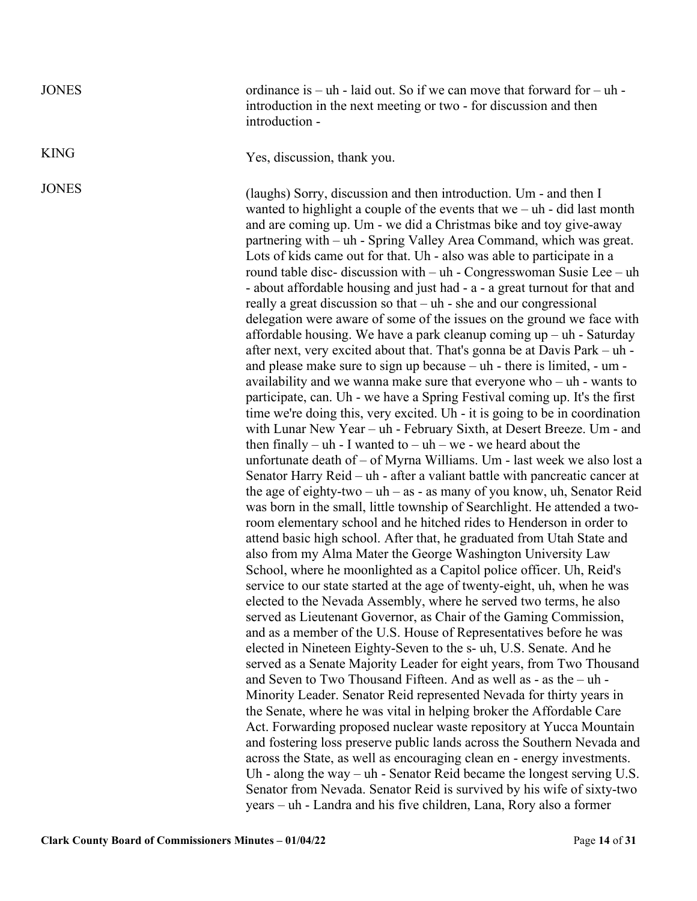JONES ordinance is – uh - laid out. So if we can move that forward for – uh - introduction in the next meeting or two - for discussion and then introduction -

KING Yes, discussion, thank you.

JONES (laughs) Sorry, discussion and then introduction. Um - and then I wanted to highlight a couple of the events that we – uh - did last month and are coming up. Um - we did a Christmas bike and toy give-away partnering with – uh - Spring Valley Area Command, which was great. Lots of kids came out for that. Uh - also was able to participate in a round table disc- discussion with – uh - Congresswoman Susie Lee – uh - about affordable housing and just had - a - a great turnout for that and really a great discussion so that – uh - she and our congressional delegation were aware of some of the issues on the ground we face with affordable housing. We have a park cleanup coming up – uh - Saturday after next, very excited about that. That's gonna be at Davis Park – uh - and please make sure to sign up because – uh - there is limited, - um - availability and we wanna make sure that everyone who – uh - wants to participate, can. Uh - we have a Spring Festival coming up. It's the first time we're doing this, very excited. Uh - it is going to be in coordination with Lunar New Year – uh - February Sixth, at Desert Breeze. Um - and then finally – uh - I wanted to – uh – we - we heard about the unfortunate death of – of Myrna Williams. Um - last week we also lost a Senator Harry Reid – uh - after a valiant battle with pancreatic cancer at the age of eighty-two – uh – as - as many of you know, uh, Senator Reid was born in the small, little township of Searchlight. He attended a two-room elementary school and he hitched rides to Henderson in order to attend basic high school. After that, he graduated from Utah State and also from my Alma Mater the George Washington University Law School, where he moonlighted as a Capitol police officer. Uh, Reid's service to our state started at the age of twenty-eight, uh, when he was elected to the Nevada Assembly, where he served two terms, he also served as Lieutenant Governor, as Chair of the Gaming Commission, and as a member of the U.S. House of Representatives before he was elected in Nineteen Eighty-Seven to the s- uh, U.S. Senate. And he served as a Senate Majority Leader for eight years, from Two Thousand and Seven to Two Thousand Fifteen. And as well as - as the – uh - Minority Leader. Senator Reid represented Nevada for thirty years in the Senate, where he was vital in helping broker the Affordable Care Act. Forwarding proposed nuclear waste repository at Yucca Mountain and fostering loss preserve public lands across the Southern Nevada and across the State, as well as encouraging clean en - energy investments. Uh - along the way – uh - Senator Reid became the longest serving U.S. Senator from Nevada. Senator Reid is survived by his wife of sixty-two years – uh - Landra and his five children, Lana, Rory also a former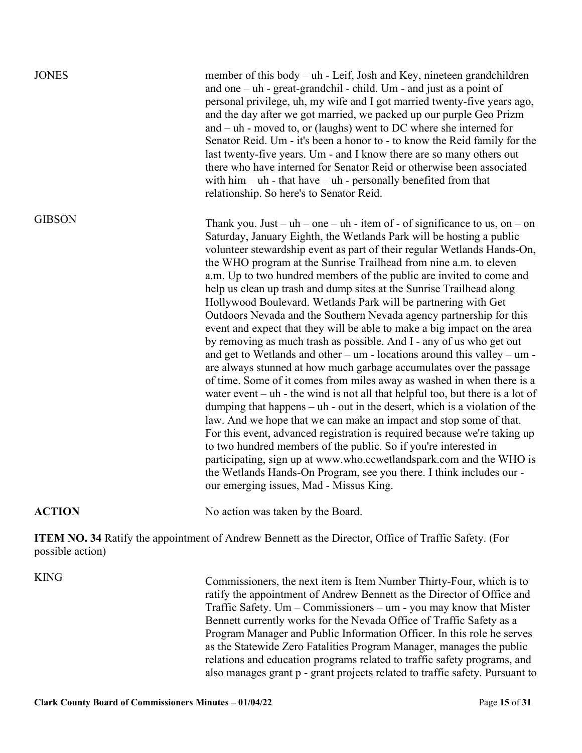JONES

member of this body – uh - Leif, Josh and Key, nineteen grandchildren and one – uh - great-grandchil - child. Um - and just as a point of personal privilege, uh, my wife and I got married twenty-five years ago, and the day after we got married, we packed up our purple Geo Prizm and – uh - moved to, or (laughs) went to DC where she interned for Senator Reid. Um - it's been a honor to - to know the Reid family for the last twenty-five years. Um - and I know there are so many others out there who have interned for Senator Reid or otherwise been associated with him – uh - that have – uh - personally benefited from that relationship. So here's to Senator Reid.

GIBSON

Thank you. Just – uh – one – uh - item of - of significance to us, on – on Saturday, January Eighth, the Wetlands Park will be hosting a public volunteer stewardship event as part of their regular Wetlands Hands-On, the WHO program at the Sunrise Trailhead from nine a.m. to eleven a.m. Up to two hundred members of the public are invited to come and help us clean up trash and dump sites at the Sunrise Trailhead along Hollywood Boulevard. Wetlands Park will be partnering with Get Outdoors Nevada and the Southern Nevada agency partnership for this event and expect that they will be able to make a big impact on the area by removing as much trash as possible. And I - any of us who get out and get to Wetlands and other – um - locations around this valley – um - are always stunned at how much garbage accumulates over the passage of time. Some of it comes from miles away as washed in when there is a water event – uh - the wind is not all that helpful too, but there is a lot of dumping that happens – uh - out in the desert, which is a violation of the law. And we hope that we can make an impact and stop some of that. For this event, advanced registration is required because we're taking up to two hundred members of the public. So if you're interested in participating, sign up at www.who.ccwetlandspark.com and the WHO is the Wetlands Hands-On Program, see you there. I think includes our - our emerging issues, Mad - Missus King.

**ACTION**

No action was taken by the Board.

**ITEM NO. 34** Ratify the appointment of Andrew Bennett as the Director, Office of Traffic Safety. (For possible action)

KING

Commissioners, the next item is Item Number Thirty-Four, which is to ratify the appointment of Andrew Bennett as the Director of Office and Traffic Safety. Um – Commissioners – um - you may know that Mister Bennett currently works for the Nevada Office of Traffic Safety as a Program Manager and Public Information Officer. In this role he serves as the Statewide Zero Fatalities Program Manager, manages the public relations and education programs related to traffic safety programs, and also manages grant p - grant projects related to traffic safety. Pursuant to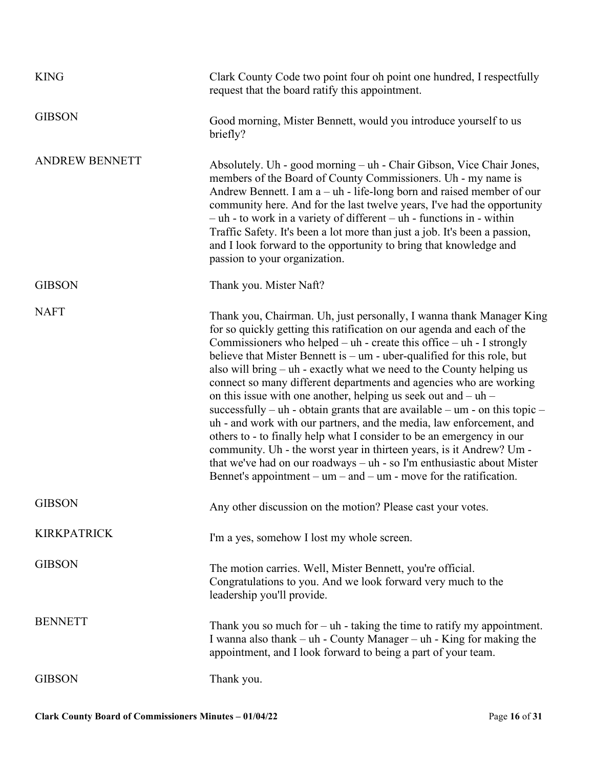| | |
|---|---|
| KING | Clark County Code two point four oh point one hundred, I respectfully request that the board ratify this appointment. |
| GIBSON | Good morning, Mister Bennett, would you introduce yourself to us briefly? |
| ANDREW BENNETT | Absolutely. Uh - good morning – uh - Chair Gibson, Vice Chair Jones, members of the Board of County Commissioners. Uh - my name is Andrew Bennett. I am a – uh - life-long born and raised member of our community here. And for the last twelve years, I've had the opportunity – uh - to work in a variety of different – uh - functions in - within Traffic Safety. It's been a lot more than just a job. It's been a passion, and I look forward to the opportunity to bring that knowledge and passion to your organization. |
| GIBSON | Thank you. Mister Naft? |
| NAFT | Thank you, Chairman. Uh, just personally, I wanna thank Manager King for so quickly getting this ratification on our agenda and each of the Commissioners who helped – uh - create this office – uh - I strongly believe that Mister Bennett is – um - uber-qualified for this role, but also will bring – uh - exactly what we need to the County helping us connect so many different departments and agencies who are working on this issue with one another, helping us seek out and – uh – successfully – uh - obtain grants that are available – um - on this topic – uh - and work with our partners, and the media, law enforcement, and others to - to finally help what I consider to be an emergency in our community. Uh - the worst year in thirteen years, is it Andrew? Um - that we've had on our roadways – uh - so I'm enthusiastic about Mister Bennet's appointment – um – and – um - move for the ratification. |
| GIBSON | Any other discussion on the motion? Please cast your votes. |
| KIRKPATRICK | I'm a yes, somehow I lost my whole screen. |
| GIBSON | The motion carries. Well, Mister Bennett, you're official. Congratulations to you. And we look forward very much to the leadership you'll provide. |
| BENNETT | Thank you so much for – uh - taking the time to ratify my appointment. I wanna also thank – uh - County Manager – uh - King for making the appointment, and I look forward to being a part of your team. |
| GIBSON | Thank you. |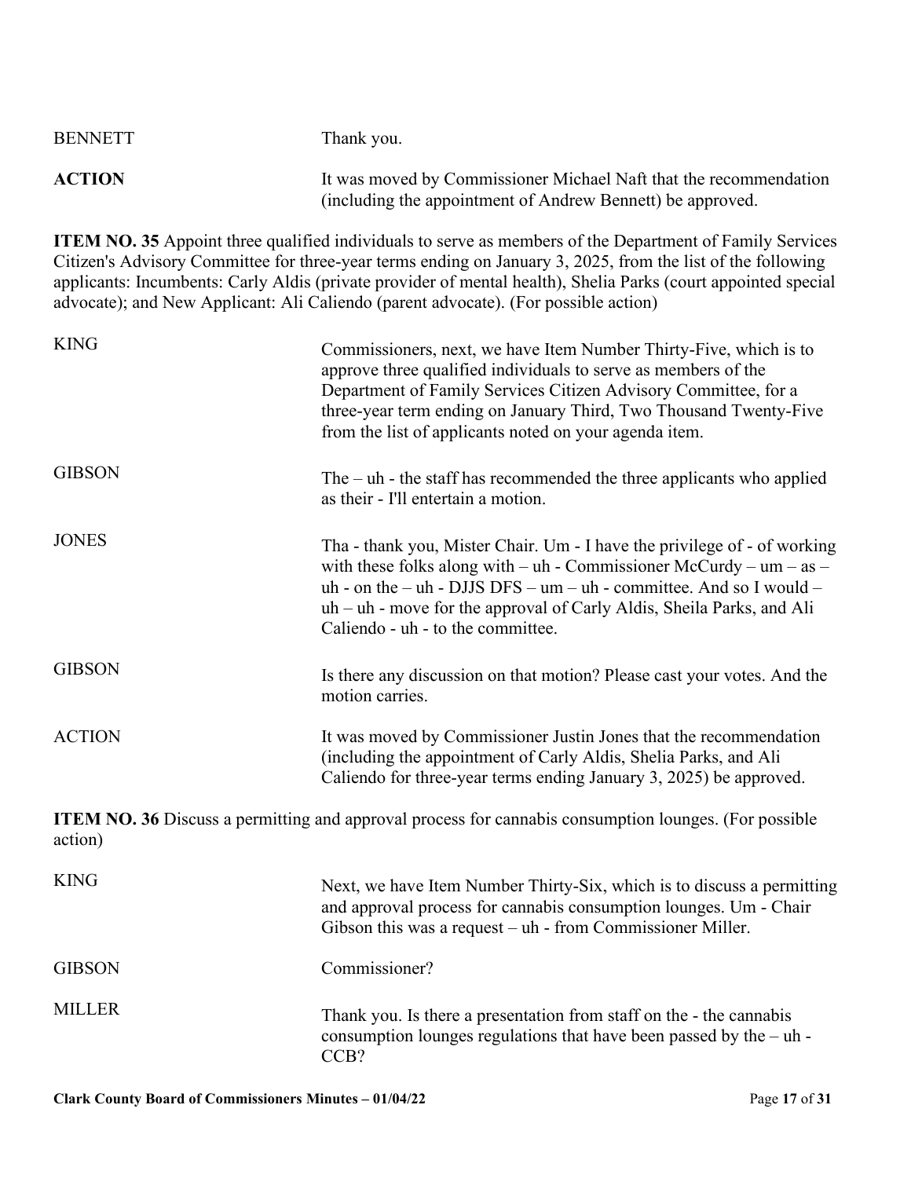BENNETT Thank you.

**ACTION** It was moved by Commissioner Michael Naft that the recommendation (including the appointment of Andrew Bennett) be approved.

**ITEM NO. 35** Appoint three qualified individuals to serve as members of the Department of Family Services Citizen's Advisory Committee for three-year terms ending on January 3, 2025, from the list of the following applicants: Incumbents: Carly Aldis (private provider of mental health), Shelia Parks (court appointed special advocate); and New Applicant: Ali Caliendo (parent advocate). (For possible action)

KING Commissioners, next, we have Item Number Thirty-Five, which is to approve three qualified individuals to serve as members of the Department of Family Services Citizen Advisory Committee, for a three-year term ending on January Third, Two Thousand Twenty-Five from the list of applicants noted on your agenda item.

GIBSON The – uh - the staff has recommended the three applicants who applied as their - I'll entertain a motion.

JONES Tha - thank you, Mister Chair. Um - I have the privilege of - of working with these folks along with – uh - Commissioner McCurdy – um – as – uh - on the – uh - DJJS DFS – um – uh - committee. And so I would – uh – uh - move for the approval of Carly Aldis, Sheila Parks, and Ali Caliendo - uh - to the committee.

GIBSON Is there any discussion on that motion? Please cast your votes. And the motion carries.

ACTION It was moved by Commissioner Justin Jones that the recommendation (including the appointment of Carly Aldis, Shelia Parks, and Ali Caliendo for three-year terms ending January 3, 2025) be approved.

**ITEM NO. 36** Discuss a permitting and approval process for cannabis consumption lounges. (For possible action)

KING Next, we have Item Number Thirty-Six, which is to discuss a permitting and approval process for cannabis consumption lounges. Um - Chair Gibson this was a request – uh - from Commissioner Miller.

GIBSON Commissioner?

MILLER Thank you. Is there a presentation from staff on the - the cannabis consumption lounges regulations that have been passed by the – uh - CCB?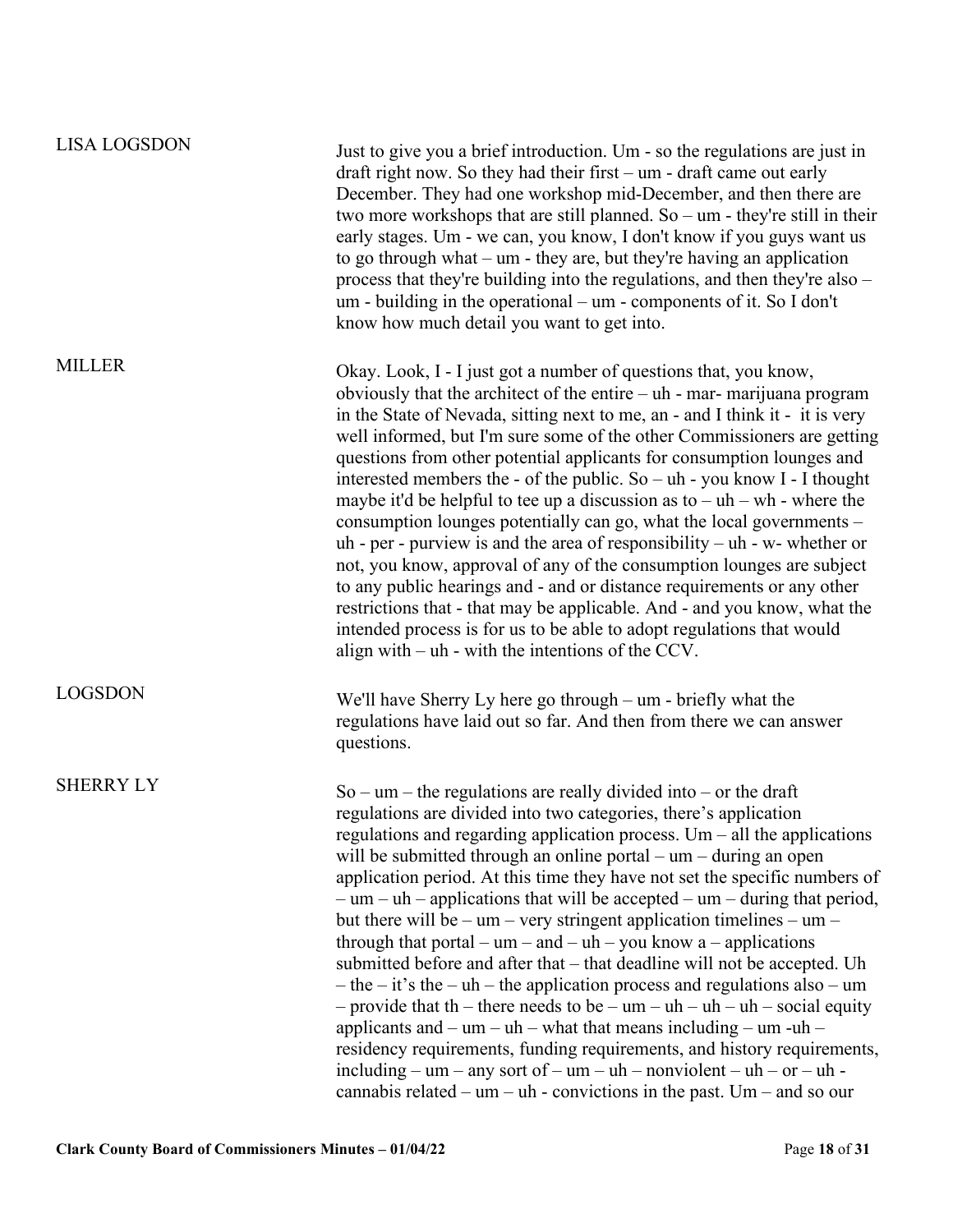**LISA LOGSDON**

Just to give you a brief introduction. Um - so the regulations are just in draft right now. So they had their first – um - draft came out early December. They had one workshop mid-December, and then there are two more workshops that are still planned. So – um - they're still in their early stages. Um - we can, you know, I don't know if you guys want us to go through what – um - they are, but they're having an application process that they're building into the regulations, and then they're also – um - building in the operational – um - components of it. So I don't know how much detail you want to get into.

**MILLER**

Okay. Look, I - I just got a number of questions that, you know, obviously that the architect of the entire – uh - mar- marijuana program in the State of Nevada, sitting next to me, an - and I think it - it is very well informed, but I'm sure some of the other Commissioners are getting questions from other potential applicants for consumption lounges and interested members the - of the public. So – uh - you know I - I thought maybe it'd be helpful to tee up a discussion as to – uh – wh - where the consumption lounges potentially can go, what the local governments – uh - per - purview is and the area of responsibility – uh - w- whether or not, you know, approval of any of the consumption lounges are subject to any public hearings and - and or distance requirements or any other restrictions that - that may be applicable. And - and you know, what the intended process is for us to be able to adopt regulations that would align with – uh - with the intentions of the CCV.

**LOGSDON**

We'll have Sherry Ly here go through – um - briefly what the regulations have laid out so far. And then from there we can answer questions.

**SHERRY LY**

So – um – the regulations are really divided into – or the draft regulations are divided into two categories, there's application regulations and regarding application process. Um – all the applications will be submitted through an online portal – um – during an open application period. At this time they have not set the specific numbers of – um – uh – applications that will be accepted – um – during that period, but there will be – um – very stringent application timelines – um – through that portal – um – and – uh – you know a – applications submitted before and after that – that deadline will not be accepted. Uh – the – it's the – uh – the application process and regulations also – um – provide that th – there needs to be – um – uh – uh – uh – social equity applicants and – um – uh – what that means including – um -uh – residency requirements, funding requirements, and history requirements, including – um – any sort of – um – uh – nonviolent – uh – or – uh - cannabis related – um – uh - convictions in the past. Um – and so our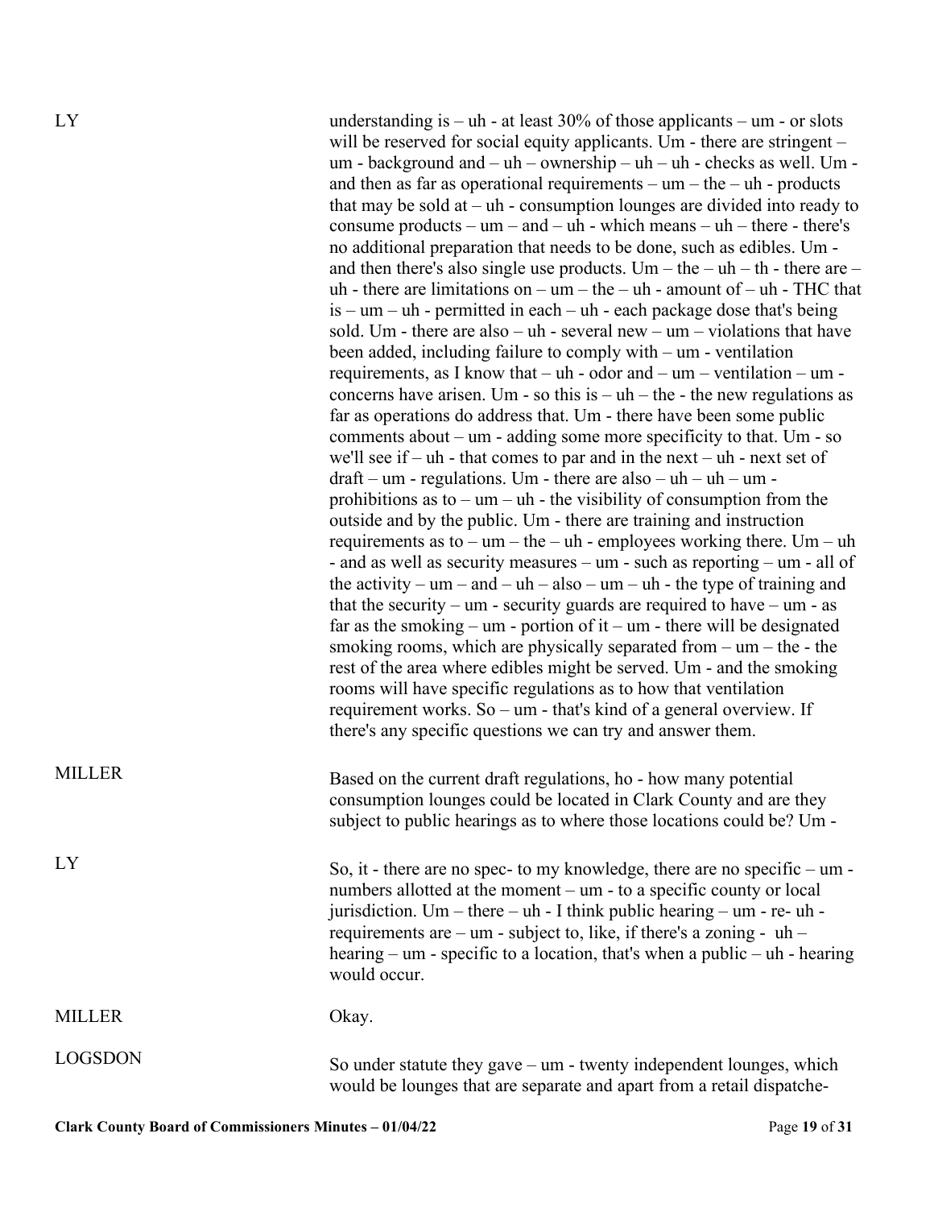LY

understanding is – uh - at least 30% of those applicants – um - or slots will be reserved for social equity applicants. Um - there are stringent – um - background and – uh – ownership – uh – uh - checks as well. Um - and then as far as operational requirements – um – the – uh - products that may be sold at – uh - consumption lounges are divided into ready to consume products – um – and – uh - which means – uh – there - there's no additional preparation that needs to be done, such as edibles. Um - and then there's also single use products. Um – the – uh – th - there are – uh - there are limitations on – um – the – uh - amount of – uh - THC that is – um – uh - permitted in each – uh - each package dose that's being sold. Um - there are also – uh - several new – um – violations that have been added, including failure to comply with – um - ventilation requirements, as I know that – uh - odor and – um – ventilation – um - concerns have arisen. Um - so this is – uh – the - the new regulations as far as operations do address that. Um - there have been some public comments about – um - adding some more specificity to that. Um - so we'll see if – uh - that comes to par and in the next – uh - next set of draft – um - regulations. Um - there are also – uh – uh – uh – um - prohibitions as to – um – uh - the visibility of consumption from the outside and by the public. Um - there are training and instruction requirements as to – um – the – uh - employees working there. Um – uh - and as well as security measures – um - such as reporting – um - all of the activity – um – and – uh – also – um – uh - the type of training and that the security – um - security guards are required to have – um - as far as the smoking – um - portion of it – um - there will be designated smoking rooms, which are physically separated from – um – the - the rest of the area where edibles might be served. Um - and the smoking rooms will have specific regulations as to how that ventilation requirement works. So – um - that's kind of a general overview. If there's any specific questions we can try and answer them.

MILLER

Based on the current draft regulations, ho - how many potential consumption lounges could be located in Clark County and are they subject to public hearings as to where those locations could be? Um -

LY

So, it - there are no spec- to my knowledge, there are no specific – um - numbers allotted at the moment – um - to a specific county or local jurisdiction. Um – there – uh - I think public hearing – um - re- uh - requirements are – um - subject to, like, if there's a zoning - uh – hearing – um - specific to a location, that's when a public – uh - hearing would occur.

MILLER

Okay.

LOGSDON

So under statute they gave – um - twenty independent lounges, which would be lounges that are separate and apart from a retail dispatche-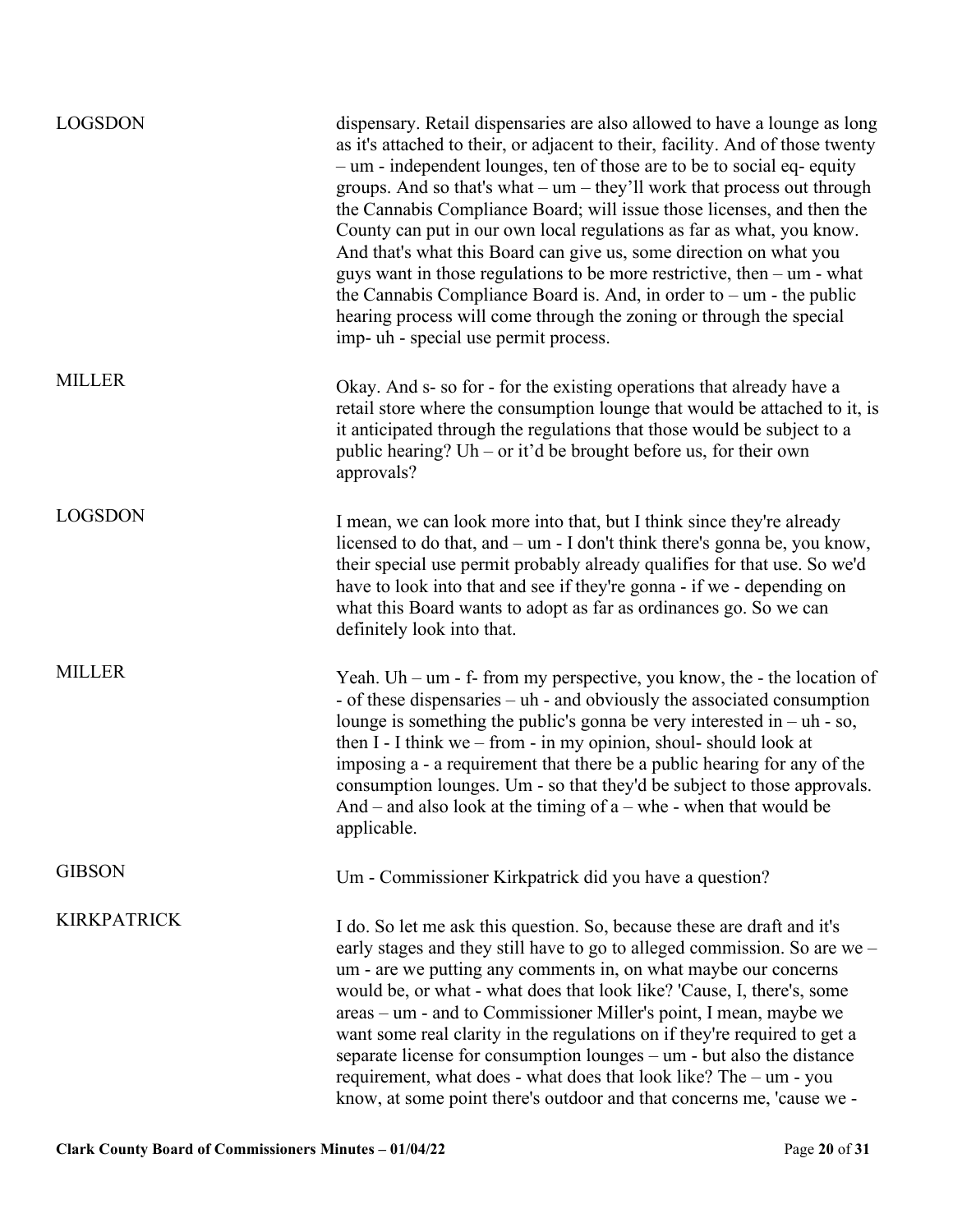LOGSDON: dispensary. Retail dispensaries are also allowed to have a lounge as long as it's attached to their, or adjacent to their, facility. And of those twenty – um - independent lounges, ten of those are to be to social eq- equity groups. And so that's what – um – they'll work that process out through the Cannabis Compliance Board; will issue those licenses, and then the County can put in our own local regulations as far as what, you know. And that's what this Board can give us, some direction on what you guys want in those regulations to be more restrictive, then – um - what the Cannabis Compliance Board is. And, in order to – um - the public hearing process will come through the zoning or through the special imp- uh - special use permit process.

MILLER: Okay. And s- so for - for the existing operations that already have a retail store where the consumption lounge that would be attached to it, is it anticipated through the regulations that those would be subject to a public hearing? Uh – or it'd be brought before us, for their own approvals?

LOGSDON: I mean, we can look more into that, but I think since they're already licensed to do that, and – um - I don't think there's gonna be, you know, their special use permit probably already qualifies for that use. So we'd have to look into that and see if they're gonna - if we - depending on what this Board wants to adopt as far as ordinances go. So we can definitely look into that.

MILLER: Yeah. Uh – um - f- from my perspective, you know, the - the location of - of these dispensaries – uh - and obviously the associated consumption lounge is something the public's gonna be very interested in – uh - so, then I - I think we – from - in my opinion, shoul- should look at imposing a - a requirement that there be a public hearing for any of the consumption lounges. Um - so that they'd be subject to those approvals. And – and also look at the timing of a – whe - when that would be applicable.

GIBSON: Um - Commissioner Kirkpatrick did you have a question?

KIRKPATRICK: I do. So let me ask this question. So, because these are draft and it's early stages and they still have to go to alleged commission. So are we – um - are we putting any comments in, on what maybe our concerns would be, or what - what does that look like? 'Cause, I, there's, some areas – um - and to Commissioner Miller's point, I mean, maybe we want some real clarity in the regulations on if they're required to get a separate license for consumption lounges – um - but also the distance requirement, what does - what does that look like? The – um - you know, at some point there's outdoor and that concerns me, 'cause we -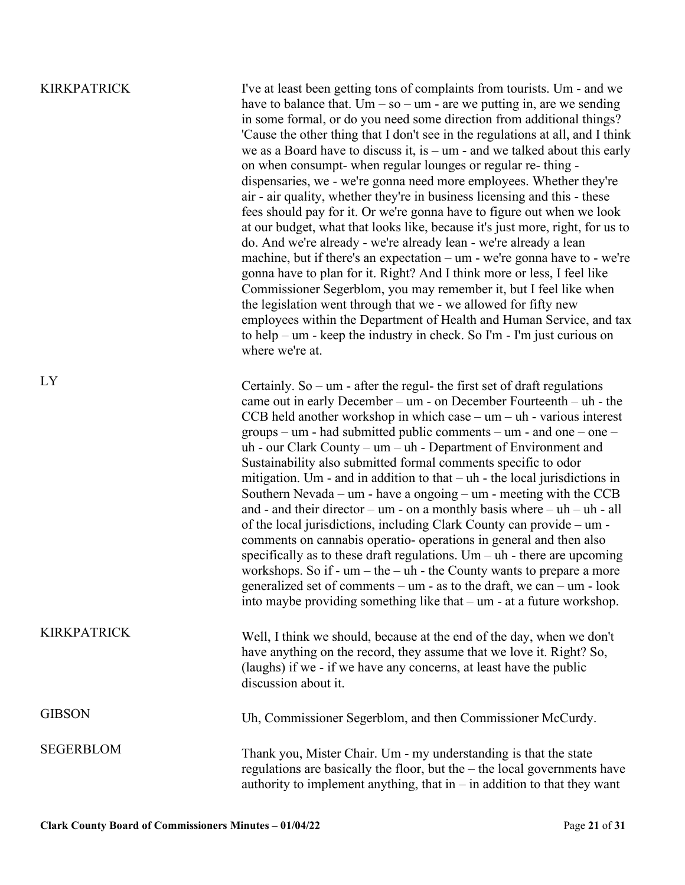KIRKPATRICK

I've at least been getting tons of complaints from tourists. Um - and we have to balance that. Um – so – um - are we putting in, are we sending in some formal, or do you need some direction from additional things? 'Cause the other thing that I don't see in the regulations at all, and I think we as a Board have to discuss it, is – um - and we talked about this early on when consumpt- when regular lounges or regular re- thing - dispensaries, we - we're gonna need more employees. Whether they're air - air quality, whether they're in business licensing and this - these fees should pay for it. Or we're gonna have to figure out when we look at our budget, what that looks like, because it's just more, right, for us to do. And we're already - we're already lean - we're already a lean machine, but if there's an expectation – um - we're gonna have to - we're gonna have to plan for it. Right? And I think more or less, I feel like Commissioner Segerblom, you may remember it, but I feel like when the legislation went through that we - we allowed for fifty new employees within the Department of Health and Human Service, and tax to help – um - keep the industry in check. So I'm - I'm just curious on where we're at.

LY

Certainly. So – um - after the regul- the first set of draft regulations came out in early December – um - on December Fourteenth – uh - the CCB held another workshop in which case – um – uh - various interest groups – um - had submitted public comments – um - and one – one – uh - our Clark County – um – uh - Department of Environment and Sustainability also submitted formal comments specific to odor mitigation. Um - and in addition to that – uh - the local jurisdictions in Southern Nevada – um - have a ongoing – um - meeting with the CCB and - and their director – um - on a monthly basis where – uh – uh - all of the local jurisdictions, including Clark County can provide – um - comments on cannabis operatio- operations in general and then also specifically as to these draft regulations. Um – uh - there are upcoming workshops. So if - um – the – uh - the County wants to prepare a more generalized set of comments – um - as to the draft, we can – um - look into maybe providing something like that – um - at a future workshop.

KIRKPATRICK

Well, I think we should, because at the end of the day, when we don't have anything on the record, they assume that we love it. Right? So, (laughs) if we - if we have any concerns, at least have the public discussion about it.

GIBSON

Uh, Commissioner Segerblom, and then Commissioner McCurdy.

SEGERBLOM

Thank you, Mister Chair. Um - my understanding is that the state regulations are basically the floor, but the – the local governments have authority to implement anything, that in – in addition to that they want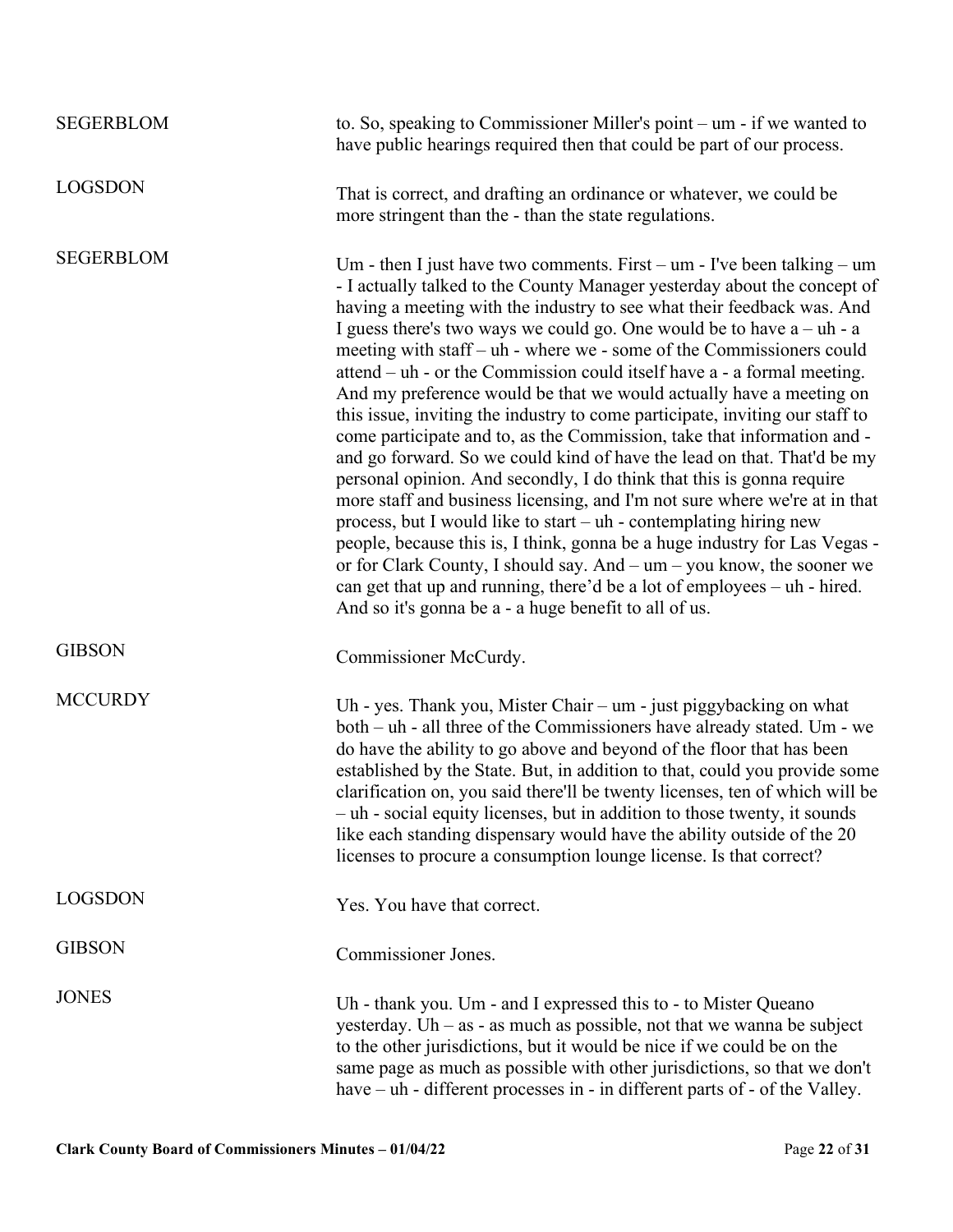SEGERBLOM

to. So, speaking to Commissioner Miller's point – um - if we wanted to have public hearings required then that could be part of our process.

LOGSDON

That is correct, and drafting an ordinance or whatever, we could be more stringent than the - than the state regulations.

SEGERBLOM

Um - then I just have two comments. First – um - I've been talking – um - I actually talked to the County Manager yesterday about the concept of having a meeting with the industry to see what their feedback was. And I guess there's two ways we could go. One would be to have a – uh - a meeting with staff – uh - where we - some of the Commissioners could attend – uh - or the Commission could itself have a - a formal meeting. And my preference would be that we would actually have a meeting on this issue, inviting the industry to come participate, inviting our staff to come participate and to, as the Commission, take that information and - and go forward. So we could kind of have the lead on that. That'd be my personal opinion. And secondly, I do think that this is gonna require more staff and business licensing, and I'm not sure where we're at in that process, but I would like to start – uh - contemplating hiring new people, because this is, I think, gonna be a huge industry for Las Vegas - or for Clark County, I should say. And – um – you know, the sooner we can get that up and running, there'd be a lot of employees – uh - hired. And so it's gonna be a - a huge benefit to all of us.

GIBSON

Commissioner McCurdy.

MCCURDY

Uh - yes. Thank you, Mister Chair – um - just piggybacking on what both – uh - all three of the Commissioners have already stated. Um - we do have the ability to go above and beyond of the floor that has been established by the State. But, in addition to that, could you provide some clarification on, you said there'll be twenty licenses, ten of which will be – uh - social equity licenses, but in addition to those twenty, it sounds like each standing dispensary would have the ability outside of the 20 licenses to procure a consumption lounge license. Is that correct?

LOGSDON

Yes. You have that correct.

GIBSON

Commissioner Jones.

JONES

Uh - thank you. Um - and I expressed this to - to Mister Queano yesterday. Uh – as - as much as possible, not that we wanna be subject to the other jurisdictions, but it would be nice if we could be on the same page as much as possible with other jurisdictions, so that we don't have – uh - different processes in - in different parts of - of the Valley.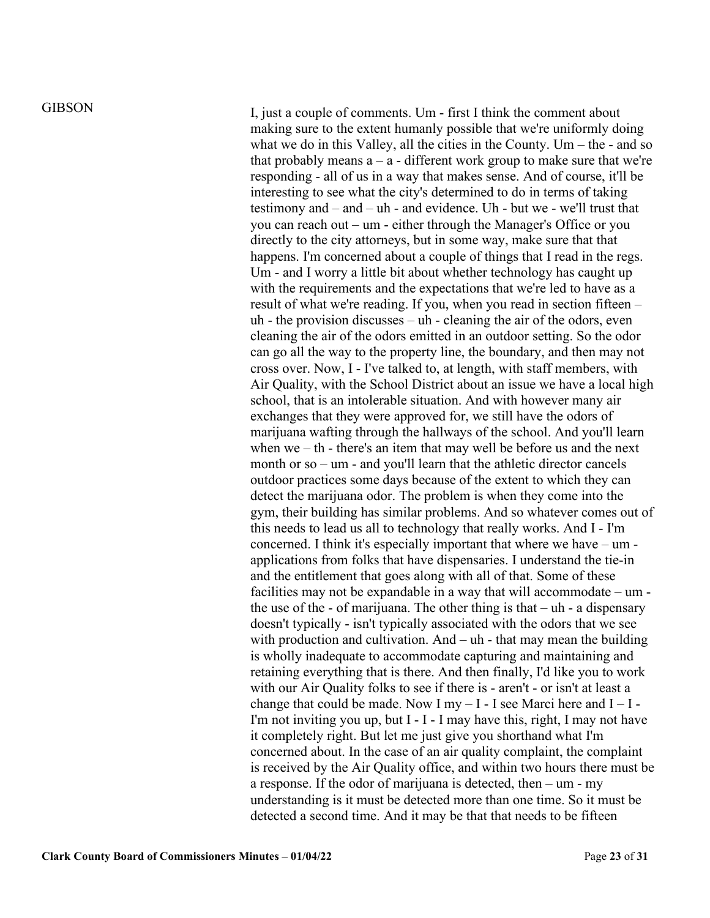GIBSON

I, just a couple of comments. Um - first I think the comment about making sure to the extent humanly possible that we're uniformly doing what we do in this Valley, all the cities in the County. Um – the - and so that probably means a – a - different work group to make sure that we're responding - all of us in a way that makes sense. And of course, it'll be interesting to see what the city's determined to do in terms of taking testimony and – and – uh - and evidence. Uh - but we - we'll trust that you can reach out – um - either through the Manager's Office or you directly to the city attorneys, but in some way, make sure that that happens. I'm concerned about a couple of things that I read in the regs. Um - and I worry a little bit about whether technology has caught up with the requirements and the expectations that we're led to have as a result of what we're reading. If you, when you read in section fifteen – uh - the provision discusses – uh - cleaning the air of the odors, even cleaning the air of the odors emitted in an outdoor setting. So the odor can go all the way to the property line, the boundary, and then may not cross over. Now, I - I've talked to, at length, with staff members, with Air Quality, with the School District about an issue we have a local high school, that is an intolerable situation. And with however many air exchanges that they were approved for, we still have the odors of marijuana wafting through the hallways of the school. And you'll learn when we – th - there's an item that may well be before us and the next month or so – um - and you'll learn that the athletic director cancels outdoor practices some days because of the extent to which they can detect the marijuana odor. The problem is when they come into the gym, their building has similar problems. And so whatever comes out of this needs to lead us all to technology that really works. And I - I'm concerned. I think it's especially important that where we have – um - applications from folks that have dispensaries. I understand the tie-in and the entitlement that goes along with all of that. Some of these facilities may not be expandable in a way that will accommodate – um - the use of the - of marijuana. The other thing is that – uh - a dispensary doesn't typically - isn't typically associated with the odors that we see with production and cultivation. And – uh - that may mean the building is wholly inadequate to accommodate capturing and maintaining and retaining everything that is there. And then finally, I'd like you to work with our Air Quality folks to see if there is - aren't - or isn't at least a change that could be made. Now I my – I - I see Marci here and I – I - I'm not inviting you up, but I - I - I may have this, right, I may not have it completely right. But let me just give you shorthand what I'm concerned about. In the case of an air quality complaint, the complaint is received by the Air Quality office, and within two hours there must be a response. If the odor of marijuana is detected, then – um - my understanding is it must be detected more than one time. So it must be detected a second time. And it may be that that needs to be fifteen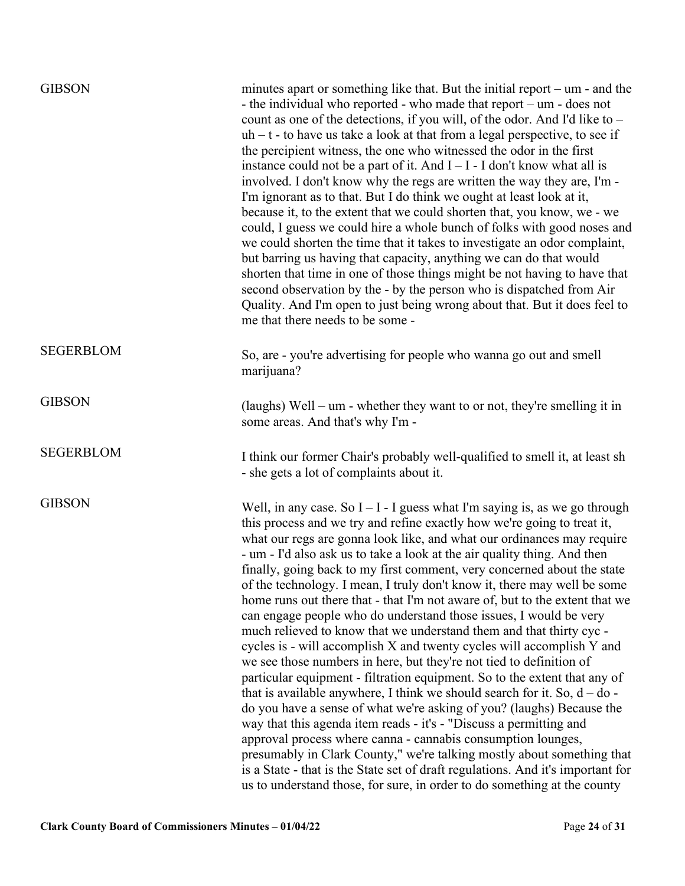GIBSON minutes apart or something like that. But the initial report – um - and the - the individual who reported - who made that report – um - does not count as one of the detections, if you will, of the odor. And I'd like to – uh – t - to have us take a look at that from a legal perspective, to see if the percipient witness, the one who witnessed the odor in the first instance could not be a part of it. And I – I - I don't know what all is involved. I don't know why the regs are written the way they are, I'm - I'm ignorant as to that. But I do think we ought at least look at it, because it, to the extent that we could shorten that, you know, we - we could, I guess we could hire a whole bunch of folks with good noses and we could shorten the time that it takes to investigate an odor complaint, but barring us having that capacity, anything we can do that would shorten that time in one of those things might be not having to have that second observation by the - by the person who is dispatched from Air Quality. And I'm open to just being wrong about that. But it does feel to me that there needs to be some -

SEGERBLOM So, are - you're advertising for people who wanna go out and smell marijuana?

GIBSON (laughs) Well – um - whether they want to or not, they're smelling it in some areas. And that's why I'm -

SEGERBLOM I think our former Chair's probably well-qualified to smell it, at least sh - she gets a lot of complaints about it.

GIBSON Well, in any case. So I – I - I guess what I'm saying is, as we go through this process and we try and refine exactly how we're going to treat it, what our regs are gonna look like, and what our ordinances may require - um - I'd also ask us to take a look at the air quality thing. And then finally, going back to my first comment, very concerned about the state of the technology. I mean, I truly don't know it, there may well be some home runs out there that - that I'm not aware of, but to the extent that we can engage people who do understand those issues, I would be very much relieved to know that we understand them and that thirty cyc - cycles is - will accomplish X and twenty cycles will accomplish Y and we see those numbers in here, but they're not tied to definition of particular equipment - filtration equipment. So to the extent that any of that is available anywhere, I think we should search for it. So, d – do - do you have a sense of what we're asking of you? (laughs) Because the way that this agenda item reads - it's - "Discuss a permitting and approval process where canna - cannabis consumption lounges, presumably in Clark County," we're talking mostly about something that is a State - that is the State set of draft regulations. And it's important for us to understand those, for sure, in order to do something at the county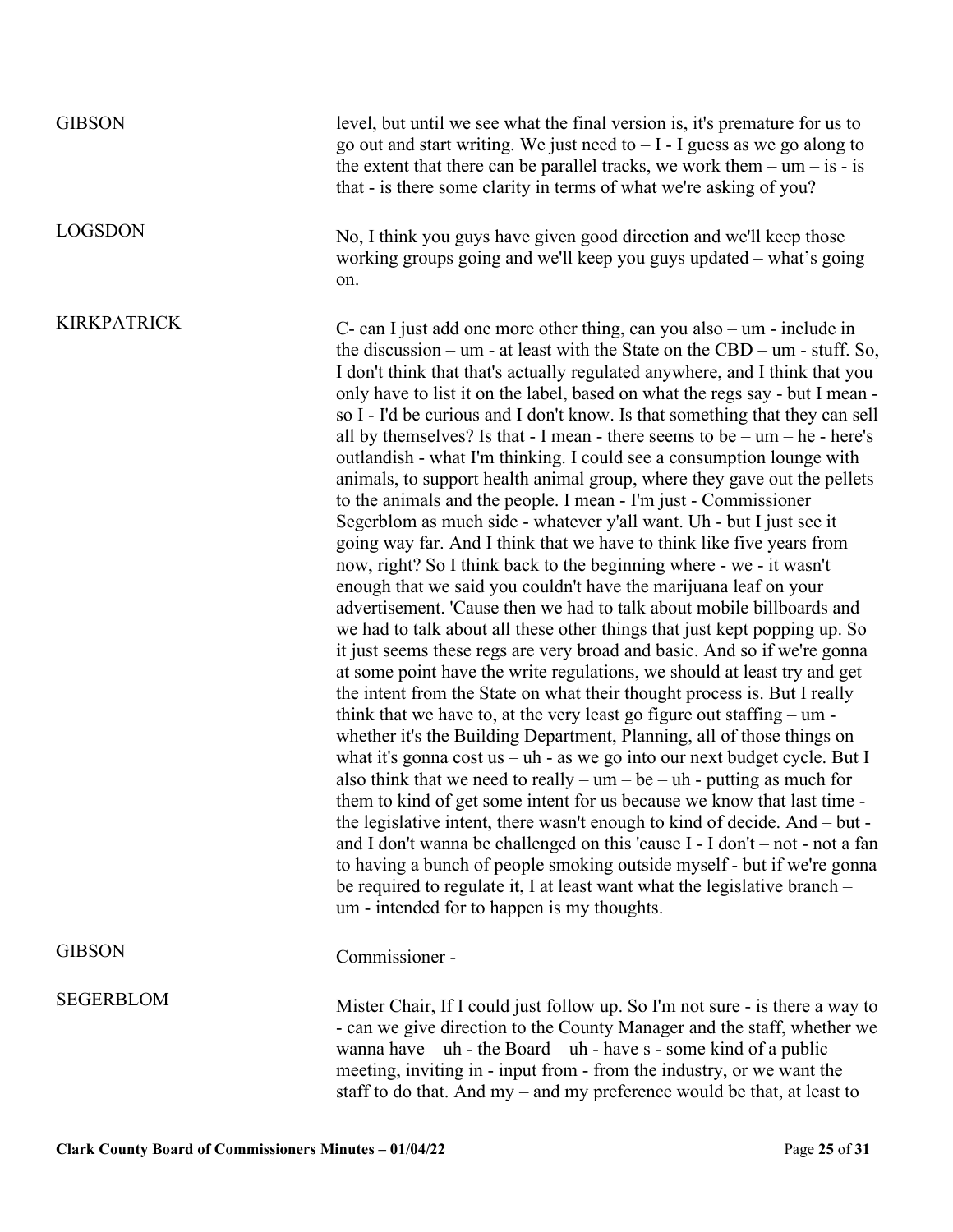GIBSON

level, but until we see what the final version is, it's premature for us to go out and start writing. We just need to – I - I guess as we go along to the extent that there can be parallel tracks, we work them – um – is - is that - is there some clarity in terms of what we're asking of you?

LOGSDON

No, I think you guys have given good direction and we'll keep those working groups going and we'll keep you guys updated – what's going on.

KIRKPATRICK

C- can I just add one more other thing, can you also – um - include in the discussion – um - at least with the State on the CBD – um - stuff. So, I don't think that that's actually regulated anywhere, and I think that you only have to list it on the label, based on what the regs say - but I mean - so I - I'd be curious and I don't know. Is that something that they can sell all by themselves? Is that - I mean - there seems to be – um – he - here's outlandish - what I'm thinking. I could see a consumption lounge with animals, to support health animal group, where they gave out the pellets to the animals and the people. I mean - I'm just - Commissioner Segerblom as much side - whatever y'all want. Uh - but I just see it going way far. And I think that we have to think like five years from now, right? So I think back to the beginning where - we - it wasn't enough that we said you couldn't have the marijuana leaf on your advertisement. 'Cause then we had to talk about mobile billboards and we had to talk about all these other things that just kept popping up. So it just seems these regs are very broad and basic. And so if we're gonna at some point have the write regulations, we should at least try and get the intent from the State on what their thought process is. But I really think that we have to, at the very least go figure out staffing – um - whether it's the Building Department, Planning, all of those things on what it's gonna cost us – uh - as we go into our next budget cycle. But I also think that we need to really – um – be – uh - putting as much for them to kind of get some intent for us because we know that last time - the legislative intent, there wasn't enough to kind of decide. And – but - and I don't wanna be challenged on this 'cause I - I don't – not - not a fan to having a bunch of people smoking outside myself - but if we're gonna be required to regulate it, I at least want what the legislative branch – um - intended for to happen is my thoughts.

GIBSON

Commissioner -

SEGERBLOM

Mister Chair, If I could just follow up. So I'm not sure - is there a way to - can we give direction to the County Manager and the staff, whether we wanna have – uh - the Board – uh - have s - some kind of a public meeting, inviting in - input from - from the industry, or we want the staff to do that. And my – and my preference would be that, at least to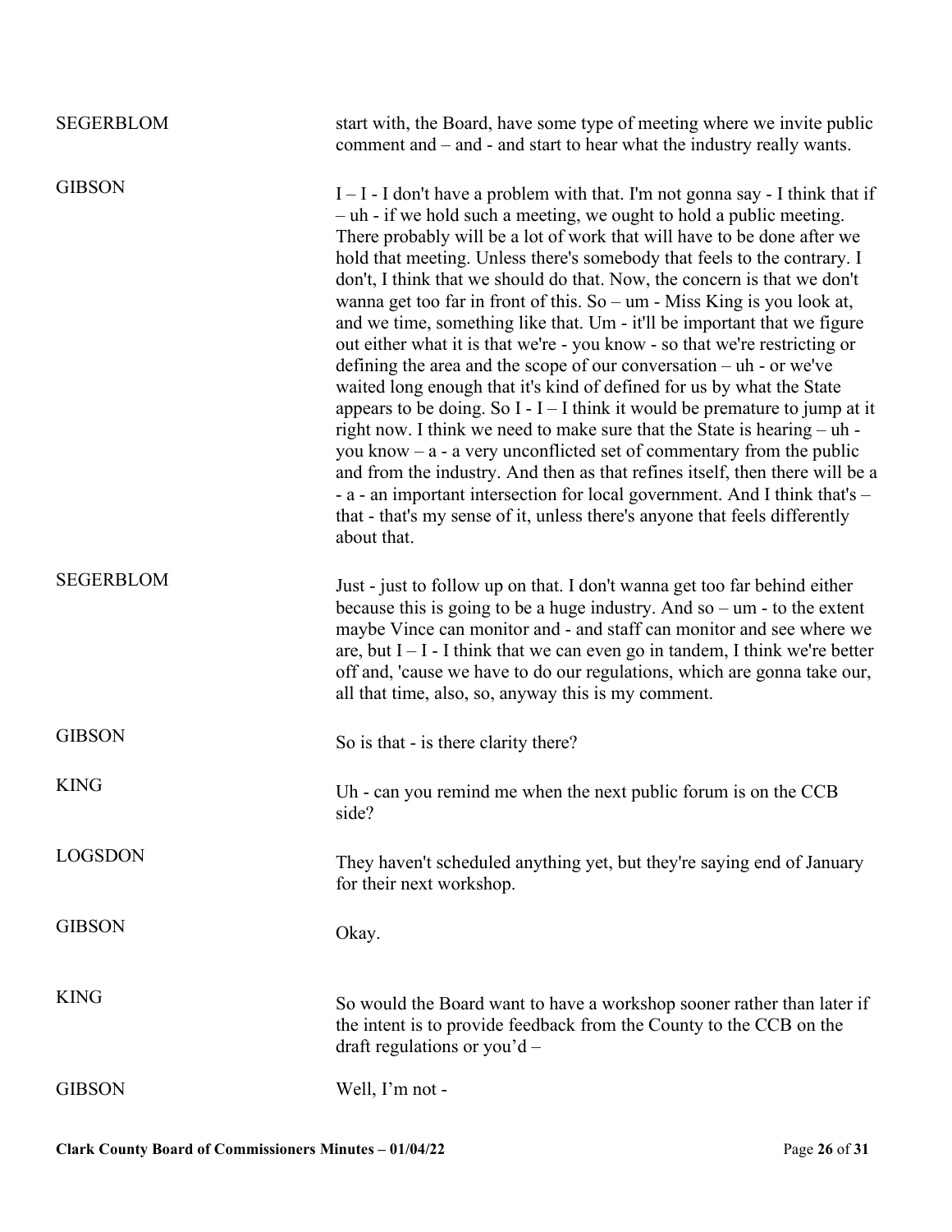| | |
|---|---|
| SEGERBLOM | start with, the Board, have some type of meeting where we invite public comment and – and - and start to hear what the industry really wants. |
| GIBSON | I – I - I don't have a problem with that. I'm not gonna say - I think that if – uh - if we hold such a meeting, we ought to hold a public meeting. There probably will be a lot of work that will have to be done after we hold that meeting. Unless there's somebody that feels to the contrary. I don't, I think that we should do that. Now, the concern is that we don't wanna get too far in front of this. So – um - Miss King is you look at, and we time, something like that. Um - it'll be important that we figure out either what it is that we're - you know - so that we're restricting or defining the area and the scope of our conversation – uh - or we've waited long enough that it's kind of defined for us by what the State appears to be doing. So I - I – I think it would be premature to jump at it right now. I think we need to make sure that the State is hearing – uh - you know – a - a very unconflicted set of commentary from the public and from the industry. And then as that refines itself, then there will be a - a - an important intersection for local government. And I think that's – that - that's my sense of it, unless there's anyone that feels differently about that. |
| SEGERBLOM | Just - just to follow up on that. I don't wanna get too far behind either because this is going to be a huge industry. And so – um - to the extent maybe Vince can monitor and - and staff can monitor and see where we are, but I – I - I think that we can even go in tandem, I think we're better off and, 'cause we have to do our regulations, which are gonna take our, all that time, also, so, anyway this is my comment. |
| GIBSON | So is that - is there clarity there? |
| KING | Uh - can you remind me when the next public forum is on the CCB side? |
| LOGSDON | They haven't scheduled anything yet, but they're saying end of January for their next workshop. |
| GIBSON | Okay. |
| KING | So would the Board want to have a workshop sooner rather than later if the intent is to provide feedback from the County to the CCB on the draft regulations or you'd – |
| GIBSON | Well, I'm not - |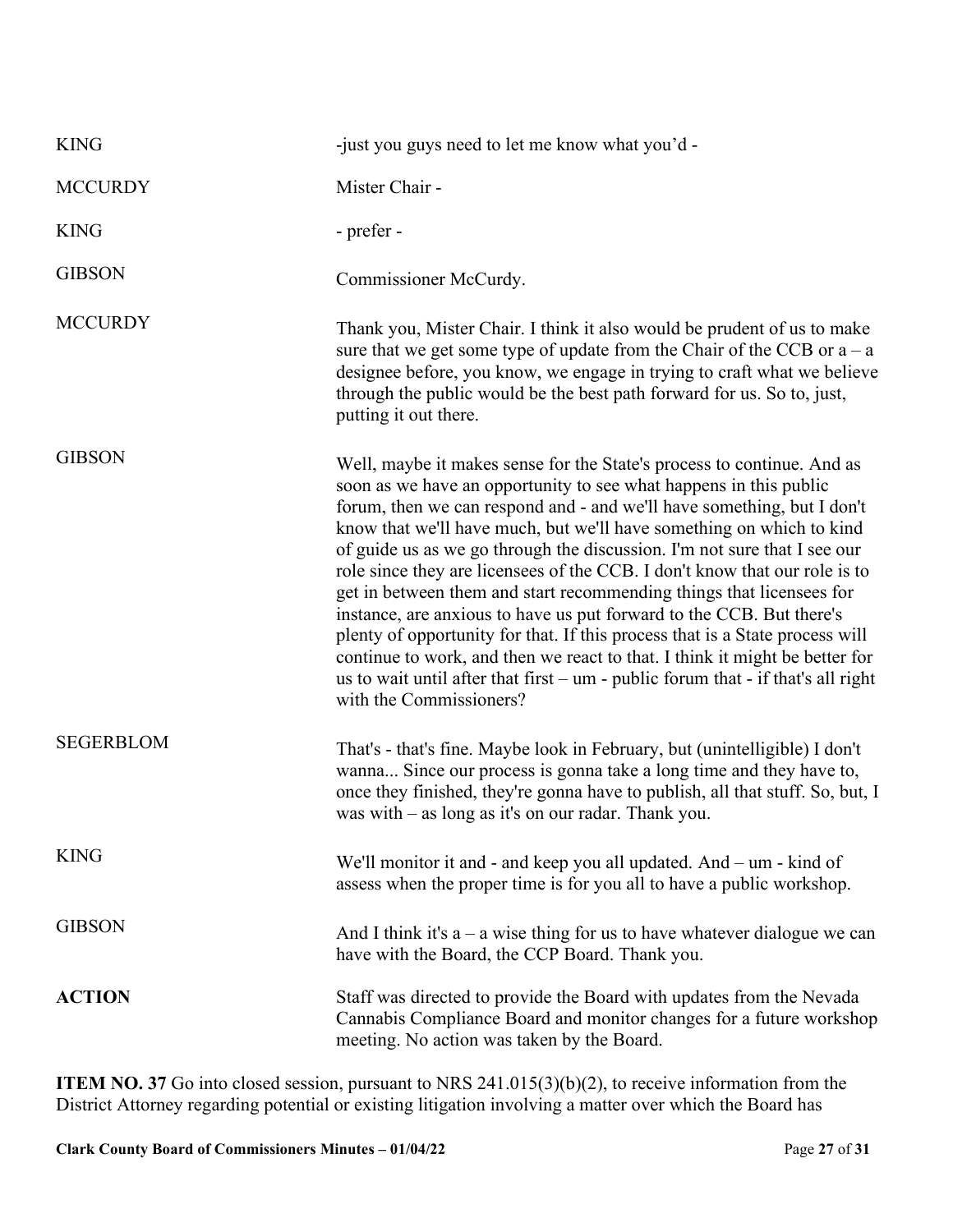| | |
|---|---|
| KING | -just you guys need to let me know what you'd - |
| MCCURDY | Mister Chair - |
| KING | - prefer - |
| GIBSON | Commissioner McCurdy. |
| MCCURDY | Thank you, Mister Chair. I think it also would be prudent of us to make sure that we get some type of update from the Chair of the CCB or a – a designee before, you know, we engage in trying to craft what we believe through the public would be the best path forward for us. So to, just, putting it out there. |
| GIBSON | Well, maybe it makes sense for the State's process to continue. And as soon as we have an opportunity to see what happens in this public forum, then we can respond and - and we'll have something, but I don't know that we'll have much, but we'll have something on which to kind of guide us as we go through the discussion. I'm not sure that I see our role since they are licensees of the CCB. I don't know that our role is to get in between them and start recommending things that licensees for instance, are anxious to have us put forward to the CCB. But there's plenty of opportunity for that. If this process that is a State process will continue to work, and then we react to that. I think it might be better for us to wait until after that first – um - public forum that - if that's all right with the Commissioners? |
| SEGERBLOM | That's - that's fine. Maybe look in February, but (unintelligible) I don't wanna... Since our process is gonna take a long time and they have to, once they finished, they're gonna have to publish, all that stuff. So, but, I was with – as long as it's on our radar. Thank you. |
| KING | We'll monitor it and - and keep you all updated. And – um - kind of assess when the proper time is for you all to have a public workshop. |
| GIBSON | And I think it's a – a wise thing for us to have whatever dialogue we can have with the Board, the CCP Board. Thank you. |
| **ACTION** | Staff was directed to provide the Board with updates from the Nevada Cannabis Compliance Board and monitor changes for a future workshop meeting. No action was taken by the Board. |

**ITEM NO. 37** Go into closed session, pursuant to NRS 241.015(3)(b)(2), to receive information from the District Attorney regarding potential or existing litigation involving a matter over which the Board has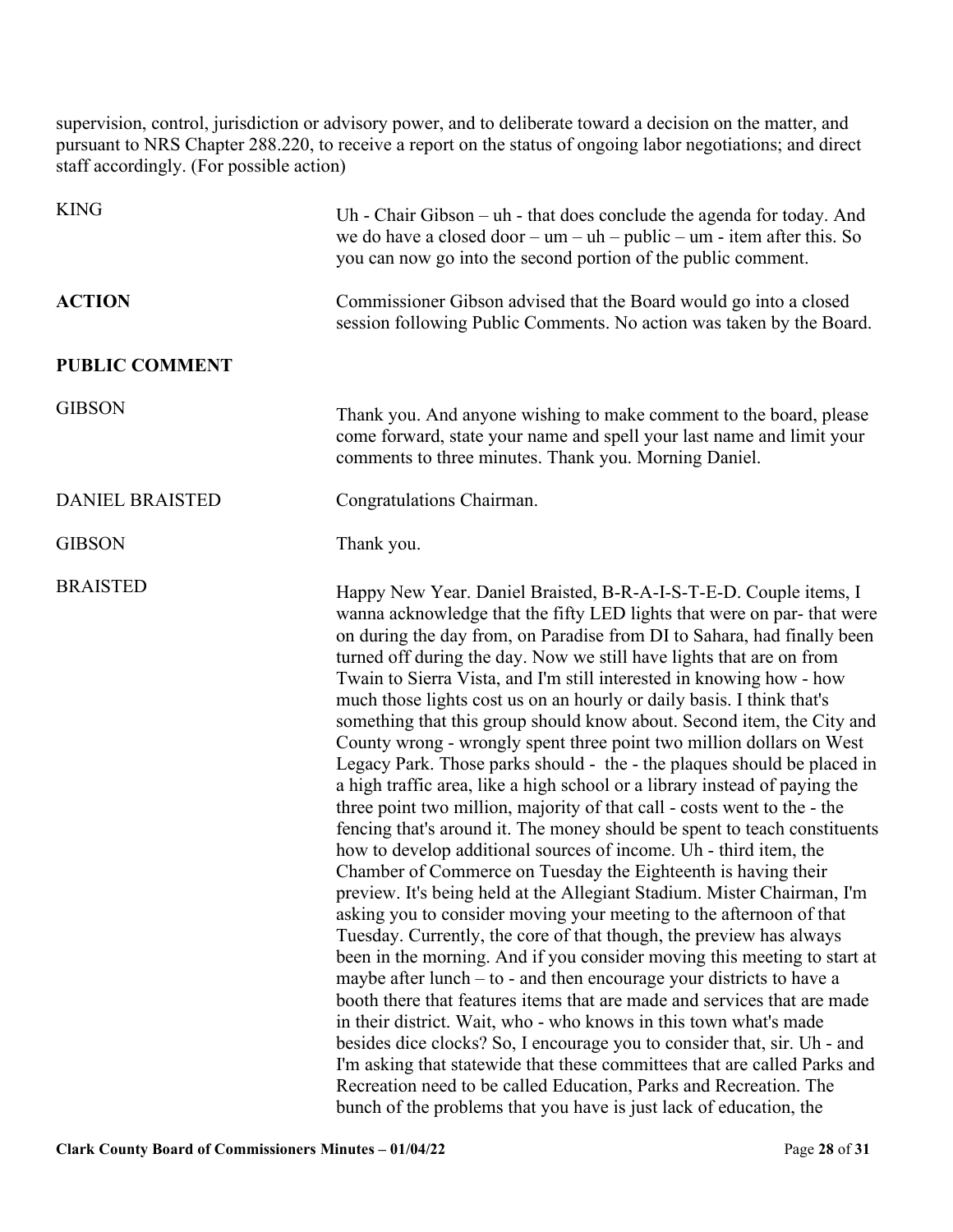supervision, control, jurisdiction or advisory power, and to deliberate toward a decision on the matter, and pursuant to NRS Chapter 288.220, to receive a report on the status of ongoing labor negotiations; and direct staff accordingly. (For possible action)

KING — Uh - Chair Gibson – uh - that does conclude the agenda for today. And we do have a closed door – um – uh – public – um - item after this. So you can now go into the second portion of the public comment.

**ACTION** — Commissioner Gibson advised that the Board would go into a closed session following Public Comments. No action was taken by the Board.

**PUBLIC COMMENT**

GIBSON — Thank you. And anyone wishing to make comment to the board, please come forward, state your name and spell your last name and limit your comments to three minutes. Thank you. Morning Daniel.

DANIEL BRAISTED — Congratulations Chairman.

GIBSON — Thank you.

BRAISTED — Happy New Year. Daniel Braisted, B-R-A-I-S-T-E-D. Couple items, I wanna acknowledge that the fifty LED lights that were on par- that were on during the day from, on Paradise from DI to Sahara, had finally been turned off during the day. Now we still have lights that are on from Twain to Sierra Vista, and I'm still interested in knowing how - how much those lights cost us on an hourly or daily basis. I think that's something that this group should know about. Second item, the City and County wrong - wrongly spent three point two million dollars on West Legacy Park. Those parks should - the - the plaques should be placed in a high traffic area, like a high school or a library instead of paying the three point two million, majority of that call - costs went to the - the fencing that's around it. The money should be spent to teach constituents how to develop additional sources of income. Uh - third item, the Chamber of Commerce on Tuesday the Eighteenth is having their preview. It's being held at the Allegiant Stadium. Mister Chairman, I'm asking you to consider moving your meeting to the afternoon of that Tuesday. Currently, the core of that though, the preview has always been in the morning. And if you consider moving this meeting to start at maybe after lunch – to - and then encourage your districts to have a booth there that features items that are made and services that are made in their district. Wait, who - who knows in this town what's made besides dice clocks? So, I encourage you to consider that, sir. Uh - and I'm asking that statewide that these committees that are called Parks and Recreation need to be called Education, Parks and Recreation. The bunch of the problems that you have is just lack of education, the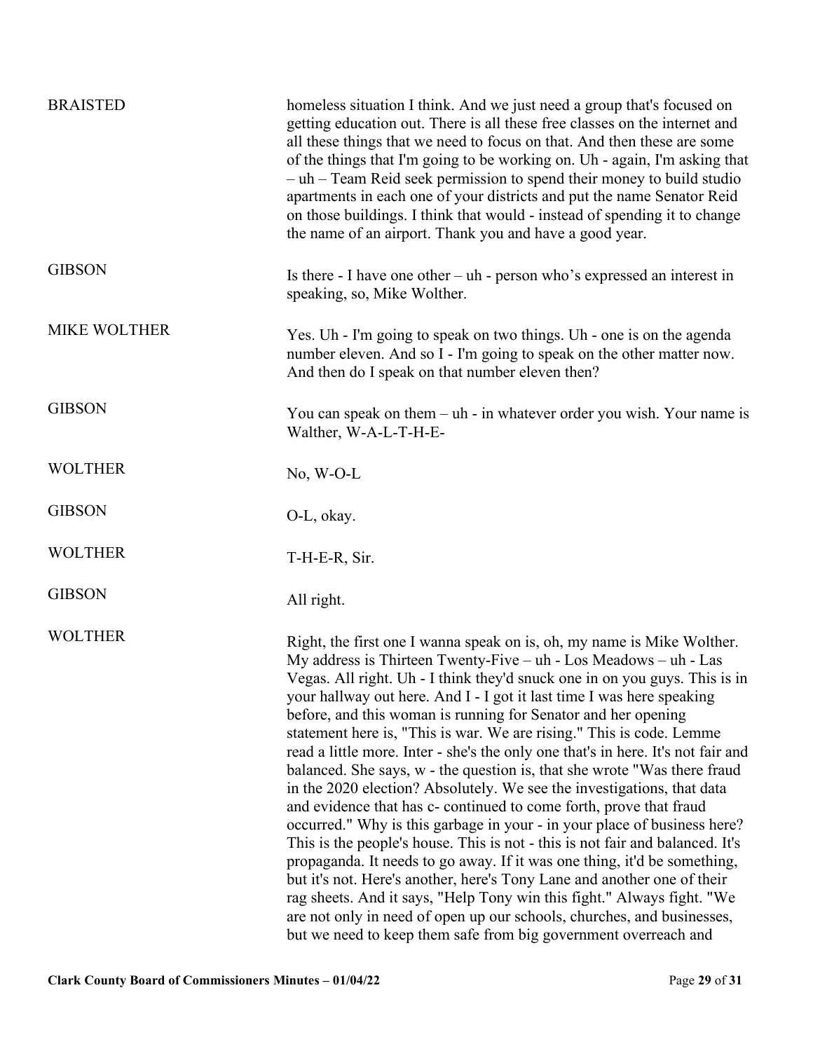| | |
|---|---|
| BRAISTED | homeless situation I think. And we just need a group that's focused on getting education out. There is all these free classes on the internet and all these things that we need to focus on that. And then these are some of the things that I'm going to be working on. Uh - again, I'm asking that – uh – Team Reid seek permission to spend their money to build studio apartments in each one of your districts and put the name Senator Reid on those buildings. I think that would - instead of spending it to change the name of an airport. Thank you and have a good year. |
| GIBSON | Is there - I have one other – uh - person who's expressed an interest in speaking, so, Mike Wolther. |
| MIKE WOLTHER | Yes. Uh - I'm going to speak on two things. Uh - one is on the agenda number eleven. And so I - I'm going to speak on the other matter now. And then do I speak on that number eleven then? |
| GIBSON | You can speak on them – uh - in whatever order you wish. Your name is Walther, W-A-L-T-H-E- |
| WOLTHER | No, W-O-L |
| GIBSON | O-L, okay. |
| WOLTHER | T-H-E-R, Sir. |
| GIBSON | All right. |
| WOLTHER | Right, the first one I wanna speak on is, oh, my name is Mike Wolther. My address is Thirteen Twenty-Five – uh - Los Meadows – uh - Las Vegas. All right. Uh - I think they'd snuck one in on you guys. This is in your hallway out here. And I - I got it last time I was here speaking before, and this woman is running for Senator and her opening statement here is, "This is war. We are rising." This is code. Lemme read a little more. Inter - she's the only one that's in here. It's not fair and balanced. She says, w - the question is, that she wrote "Was there fraud in the 2020 election? Absolutely. We see the investigations, that data and evidence that has c- continued to come forth, prove that fraud occurred." Why is this garbage in your - in your place of business here? This is the people's house. This is not - this is not fair and balanced. It's propaganda. It needs to go away. If it was one thing, it'd be something, but it's not. Here's another, here's Tony Lane and another one of their rag sheets. And it says, "Help Tony win this fight." Always fight. "We are not only in need of open up our schools, churches, and businesses, but we need to keep them safe from big government overreach and |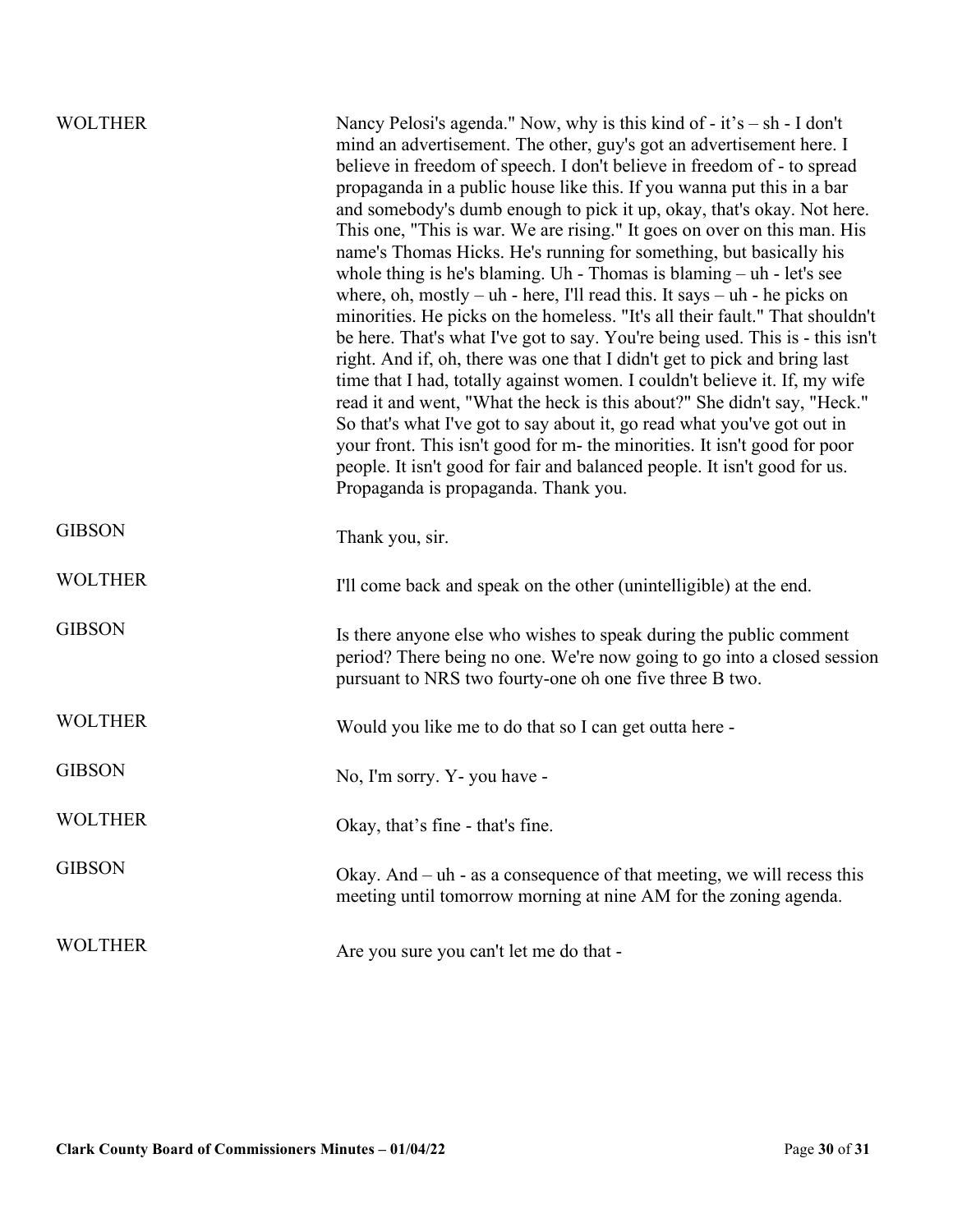| | |
|---|---|
| WOLTHER | Nancy Pelosi's agenda." Now, why is this kind of - it's – sh - I don't mind an advertisement. The other, guy's got an advertisement here. I believe in freedom of speech. I don't believe in freedom of - to spread propaganda in a public house like this. If you wanna put this in a bar and somebody's dumb enough to pick it up, okay, that's okay. Not here. This one, "This is war. We are rising." It goes on over on this man. His name's Thomas Hicks. He's running for something, but basically his whole thing is he's blaming. Uh - Thomas is blaming – uh - let's see where, oh, mostly – uh - here, I'll read this. It says – uh - he picks on minorities. He picks on the homeless. "It's all their fault." That shouldn't be here. That's what I've got to say. You're being used. This is - this isn't right. And if, oh, there was one that I didn't get to pick and bring last time that I had, totally against women. I couldn't believe it. If, my wife read it and went, "What the heck is this about?" She didn't say, "Heck." So that's what I've got to say about it, go read what you've got out in your front. This isn't good for m- the minorities. It isn't good for poor people. It isn't good for fair and balanced people. It isn't good for us. Propaganda is propaganda. Thank you. |
| GIBSON | Thank you, sir. |
| WOLTHER | I'll come back and speak on the other (unintelligible) at the end. |
| GIBSON | Is there anyone else who wishes to speak during the public comment period? There being no one. We're now going to go into a closed session pursuant to NRS two fourty-one oh one five three B two. |
| WOLTHER | Would you like me to do that so I can get outta here - |
| GIBSON | No, I'm sorry. Y- you have - |
| WOLTHER | Okay, that's fine - that's fine. |
| GIBSON | Okay. And – uh - as a consequence of that meeting, we will recess this meeting until tomorrow morning at nine AM for the zoning agenda. |
| WOLTHER | Are you sure you can't let me do that - |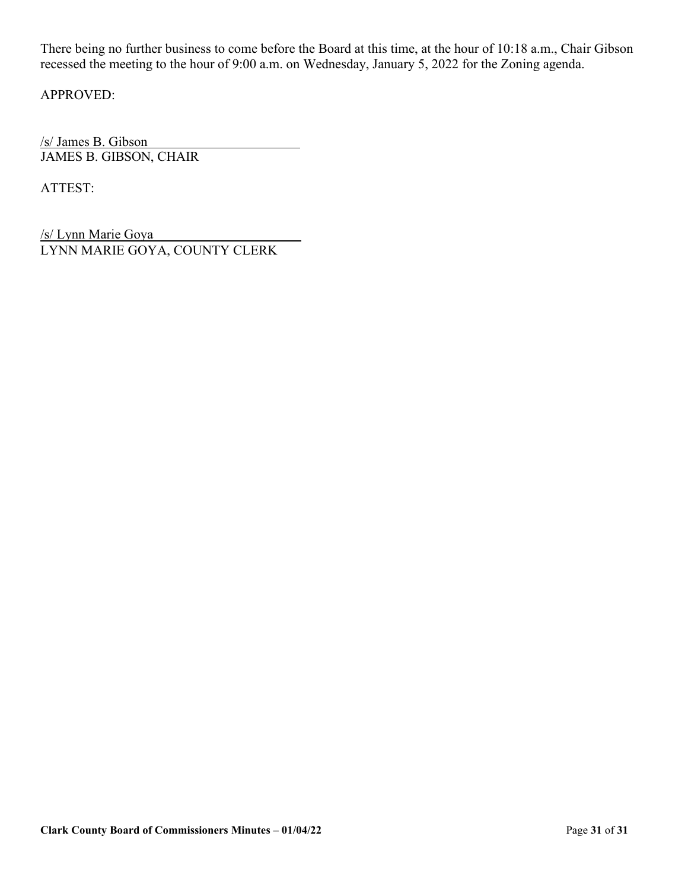There being no further business to come before the Board at this time, at the hour of 10:18 a.m., Chair Gibson recessed the meeting to the hour of 9:00 a.m. on Wednesday, January 5, 2022 for the Zoning agenda.

APPROVED:

/s/ James B. Gibson
JAMES B. GIBSON, CHAIR

ATTEST:

/s/ Lynn Marie Goya
LYNN MARIE GOYA, COUNTY CLERK